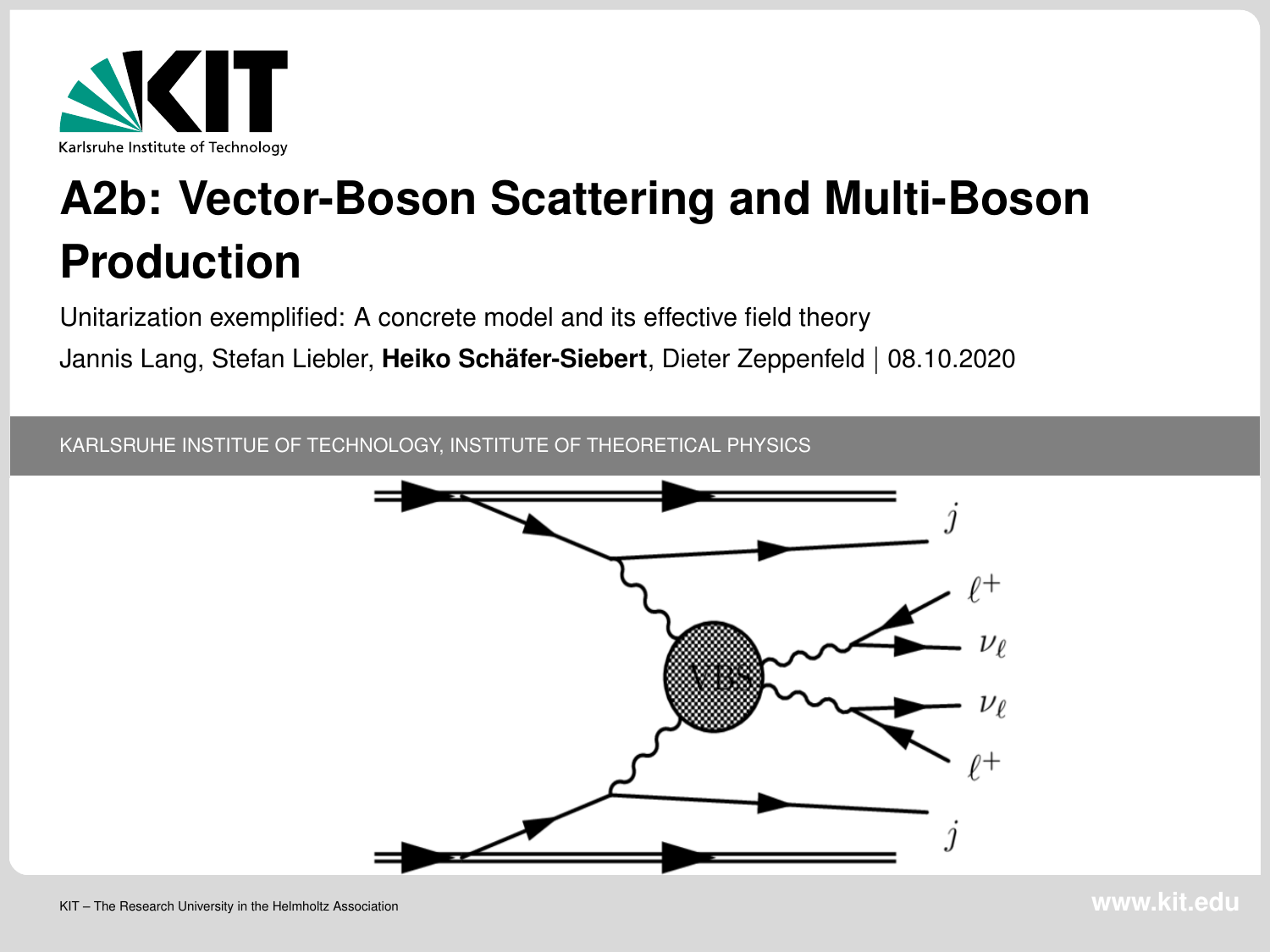# A2b: Vector-Boson Scattering and Multi-Boson Production

Unitarization exemplified: A concrete model and its effective field theory

Jannis Lang, Stefan Liebler, **Heiko Schäfer-Siebert**, Dieter Zeppenfeld | 08.10.2020

KARLSRUHE INSTITUE OF TECHNOLOGY, INSTITUTE OF THEORETICAL PHYSICS

KIT – The Research University in the Helmholtz Association

www.kit.edu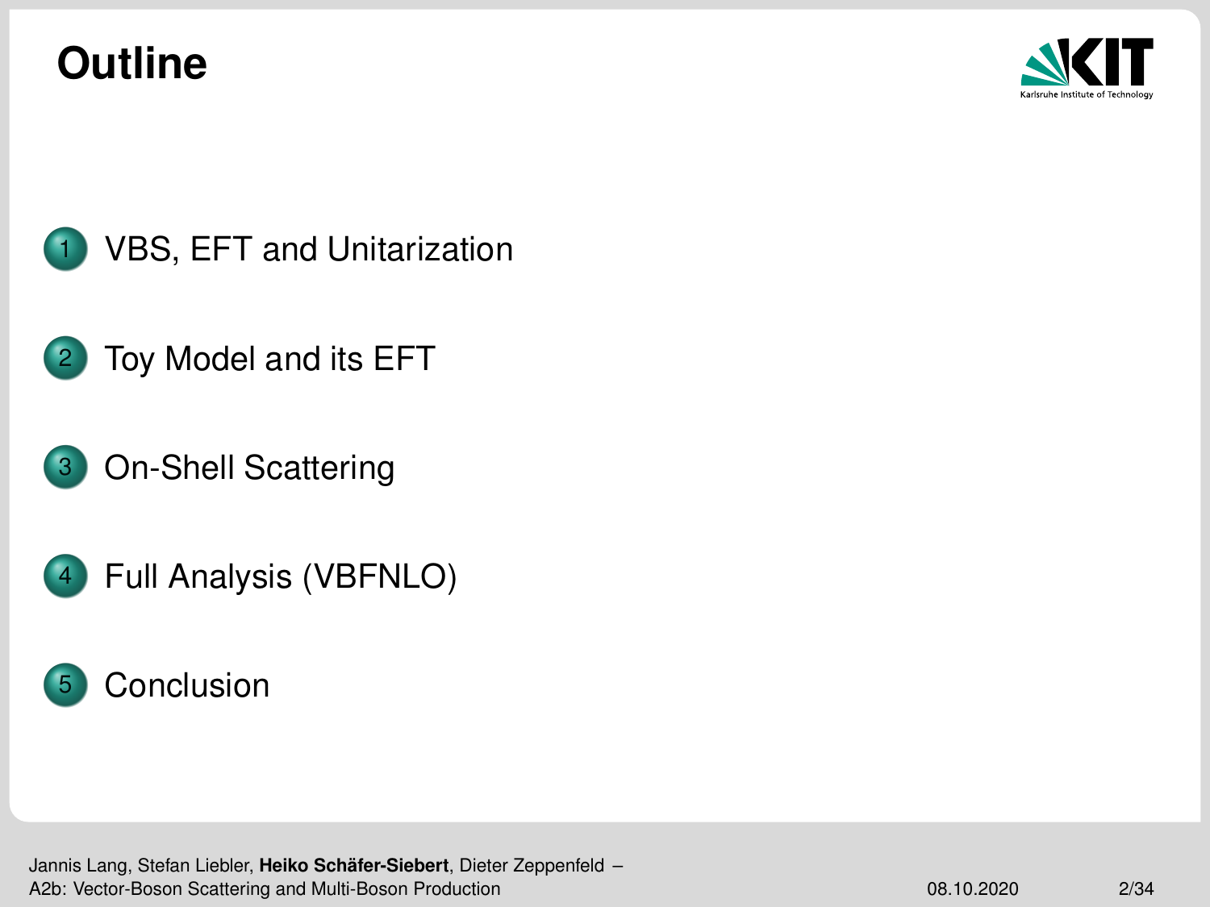# Outline

1. VBS, EFT and Unitarization
2. Toy Model and its EFT
3. On-Shell Scattering
4. Full Analysis (VBFNLO)
5. Conclusion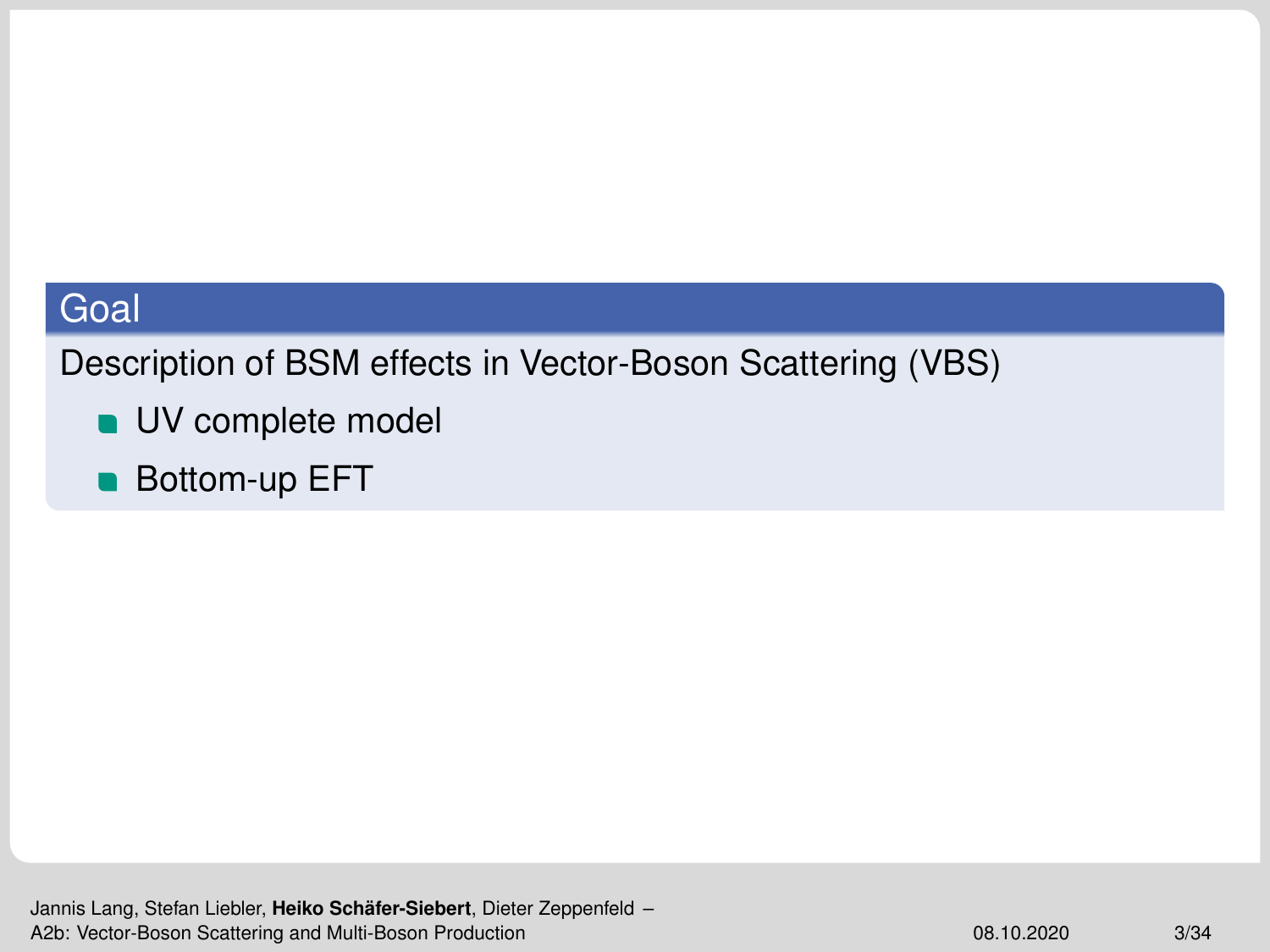## Goal

Description of BSM effects in Vector-Boson Scattering (VBS)

- UV complete model
- Bottom-up EFT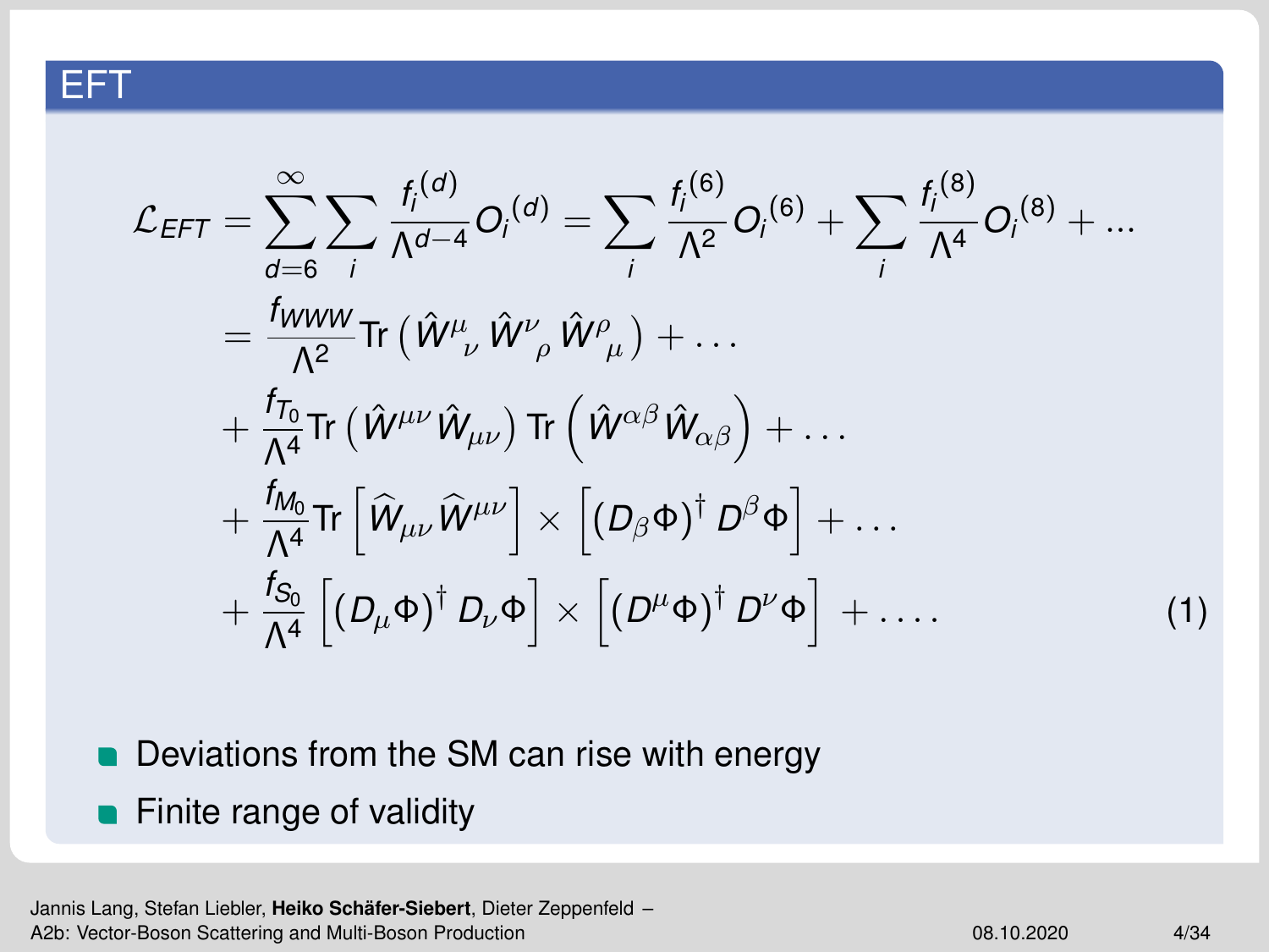# EFT

$$
\begin{aligned}
\mathcal{L}_{EFT} &= \sum_{d=6}^{\infty} \sum_{i} \frac{f_i^{(d)}}{\Lambda^{d-4}} O_i^{(d)} = \sum_{i} \frac{f_i^{(6)}}{\Lambda^2} O_i^{(6)} + \sum_{i} \frac{f_i^{(8)}}{\Lambda^4} O_i^{(8)} + \ldots \\
&= \frac{f_{WWW}}{\Lambda^2} \mathrm{Tr}\left( \hat{W}^{\mu}{}_{\nu} \hat{W}^{\nu}{}_{\rho} \hat{W}^{\rho}{}_{\mu} \right) + \ldots \\
&+ \frac{f_{T_0}}{\Lambda^4} \mathrm{Tr}\left( \hat{W}^{\mu\nu} \hat{W}_{\mu\nu} \right) \mathrm{Tr}\left( \hat{W}^{\alpha\beta} \hat{W}_{\alpha\beta} \right) + \ldots \\
&+ \frac{f_{M_0}}{\Lambda^4} \mathrm{Tr}\left[ \widehat{W}_{\mu\nu} \widehat{W}^{\mu\nu} \right] \times \left[ \left( D_{\beta} \Phi \right)^{\dagger} D^{\beta} \Phi \right] + \ldots \\
&+ \frac{f_{S_0}}{\Lambda^4} \left[ \left( D_{\mu} \Phi \right)^{\dagger} D_{\nu} \Phi \right] \times \left[ \left( D^{\mu} \Phi \right)^{\dagger} D^{\nu} \Phi \right] + \ldots . \qquad (1)
\end{aligned}
$$

- Deviations from the SM can rise with energy
- Finite range of validity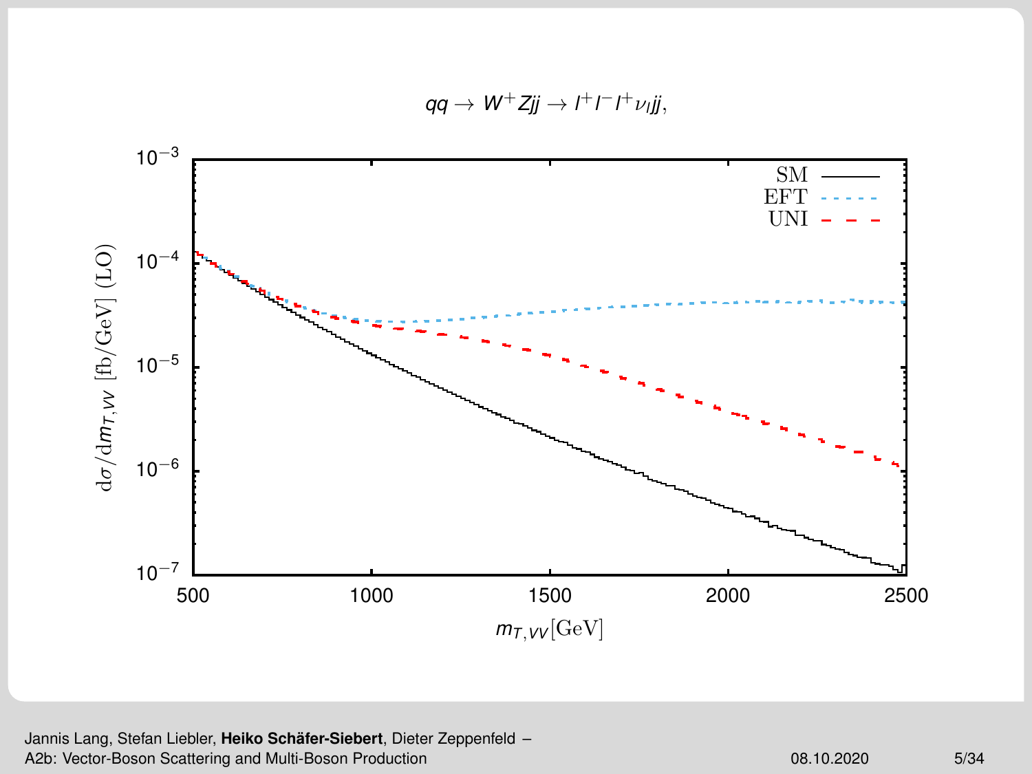$qq \to W^+Zjj \to l^+l^-l^+\nu_l jj,$

SM
EFT
UNI

$\mathrm{d}\sigma/\mathrm{d}m_{T,VV}$ [fb/GeV] (LO)

$m_{T,VV}$[GeV]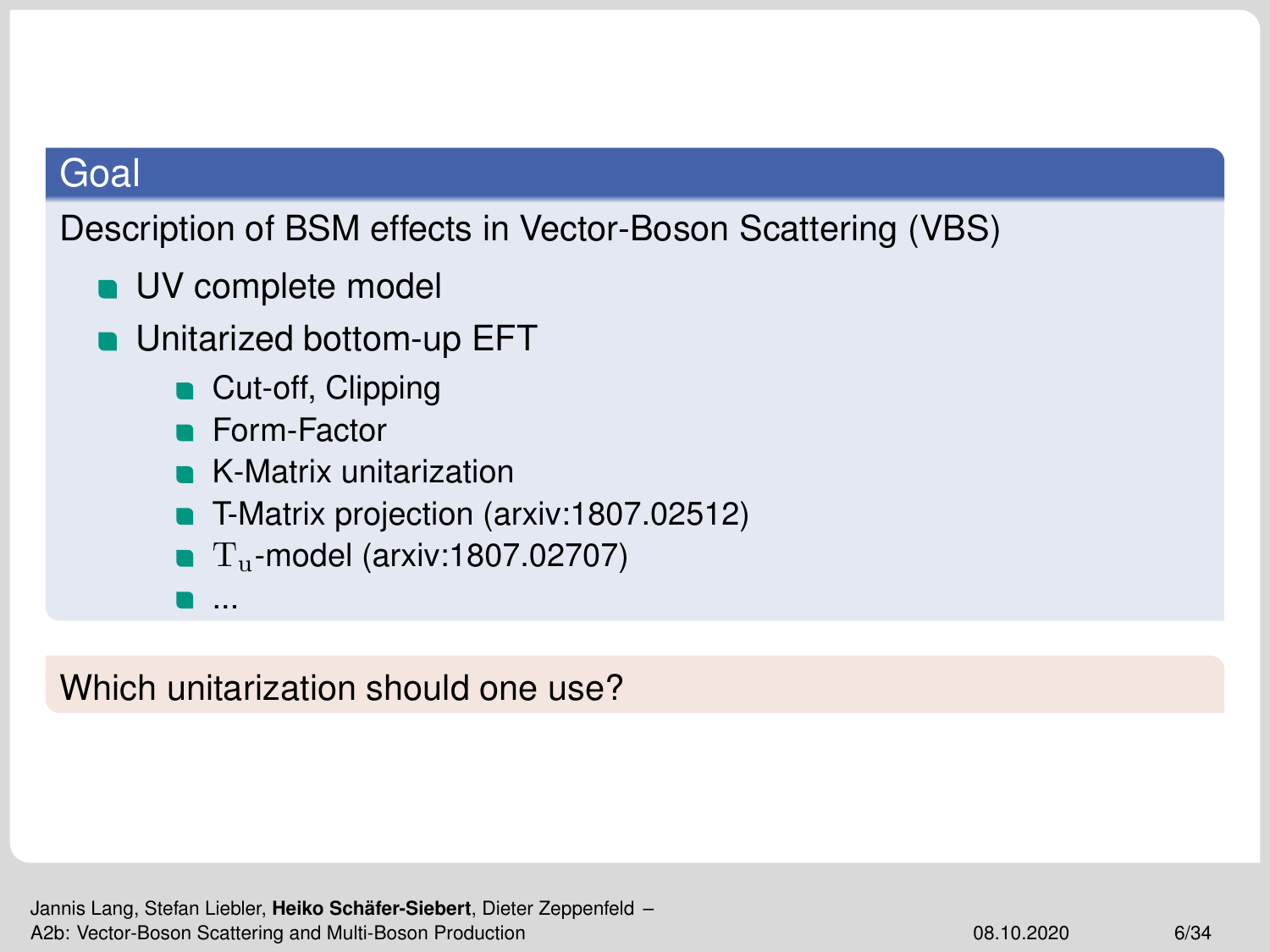## Goal

Description of BSM effects in Vector-Boson Scattering (VBS)

- UV complete model
- Unitarized bottom-up EFT
  - Cut-off, Clipping
  - Form-Factor
  - K-Matrix unitarization
  - T-Matrix projection (arxiv:1807.02512)
  - $\mathrm{T_u}$-model (arxiv:1807.02707)
  - ...

Which unitarization should one use?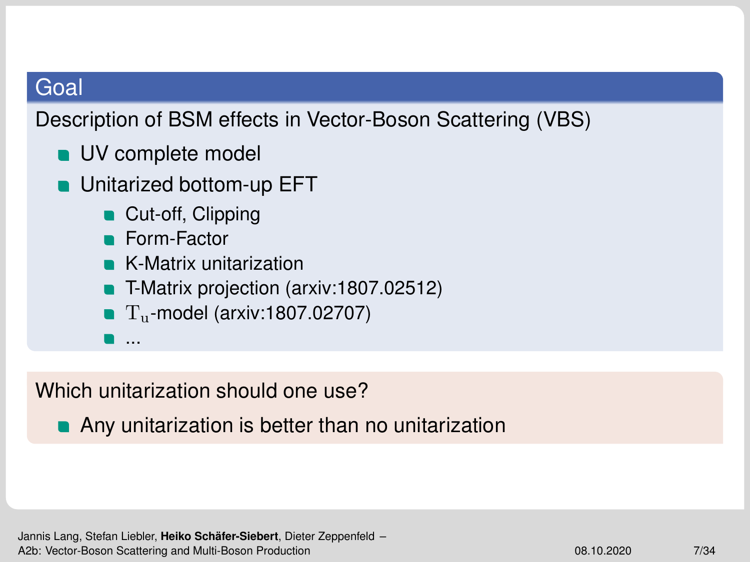## Goal

Description of BSM effects in Vector-Boson Scattering (VBS)

- UV complete model
- Unitarized bottom-up EFT
  - Cut-off, Clipping
  - Form-Factor
  - K-Matrix unitarization
  - T-Matrix projection (arxiv:1807.02512)
  - $\mathrm{T_u}$-model (arxiv:1807.02707)
  - ...

Which unitarization should one use?

- Any unitarization is better than no unitarization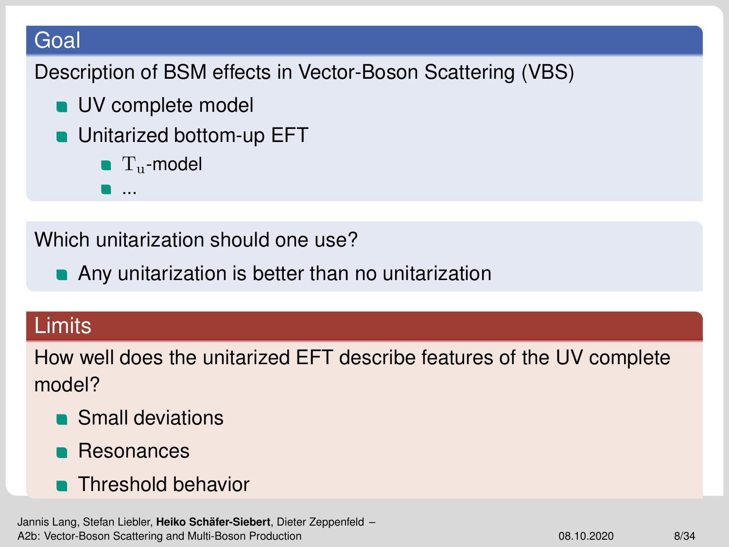## Goal

Description of BSM effects in Vector-Boson Scattering (VBS)

- UV complete model
- Unitarized bottom-up EFT
  - $\mathrm{T_u}$-model
  - ...

Which unitarization should one use?

- Any unitarization is better than no unitarization

## Limits

How well does the unitarized EFT describe features of the UV complete model?

- Small deviations
- Resonances
- Threshold behavior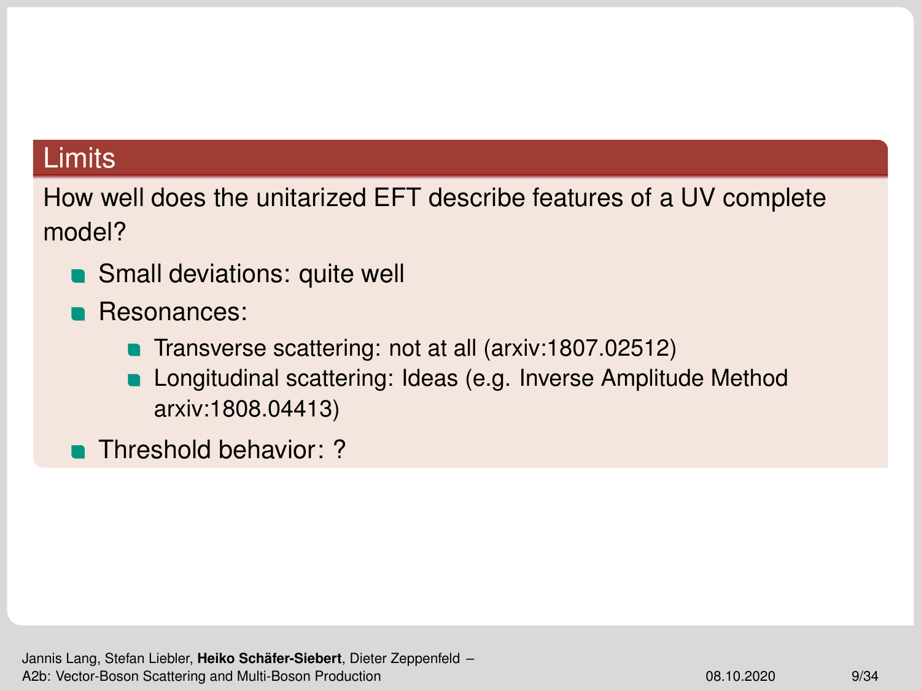## Limits

How well does the unitarized EFT describe features of a UV complete model?

- Small deviations: quite well
- Resonances:
  - Transverse scattering: not at all (arxiv:1807.02512)
  - Longitudinal scattering: Ideas (e.g. Inverse Amplitude Method arxiv:1808.04413)
- Threshold behavior: ?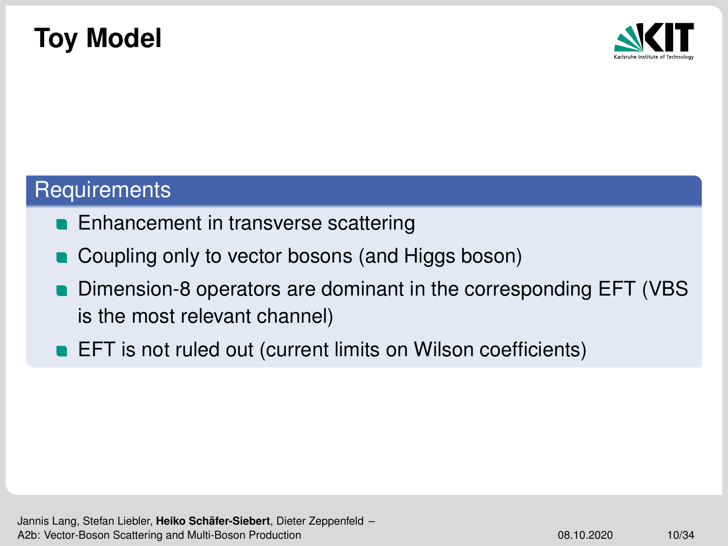# Toy Model

## Requirements

- Enhancement in transverse scattering
- Coupling only to vector bosons (and Higgs boson)
- Dimension-8 operators are dominant in the corresponding EFT (VBS is the most relevant channel)
- EFT is not ruled out (current limits on Wilson coefficients)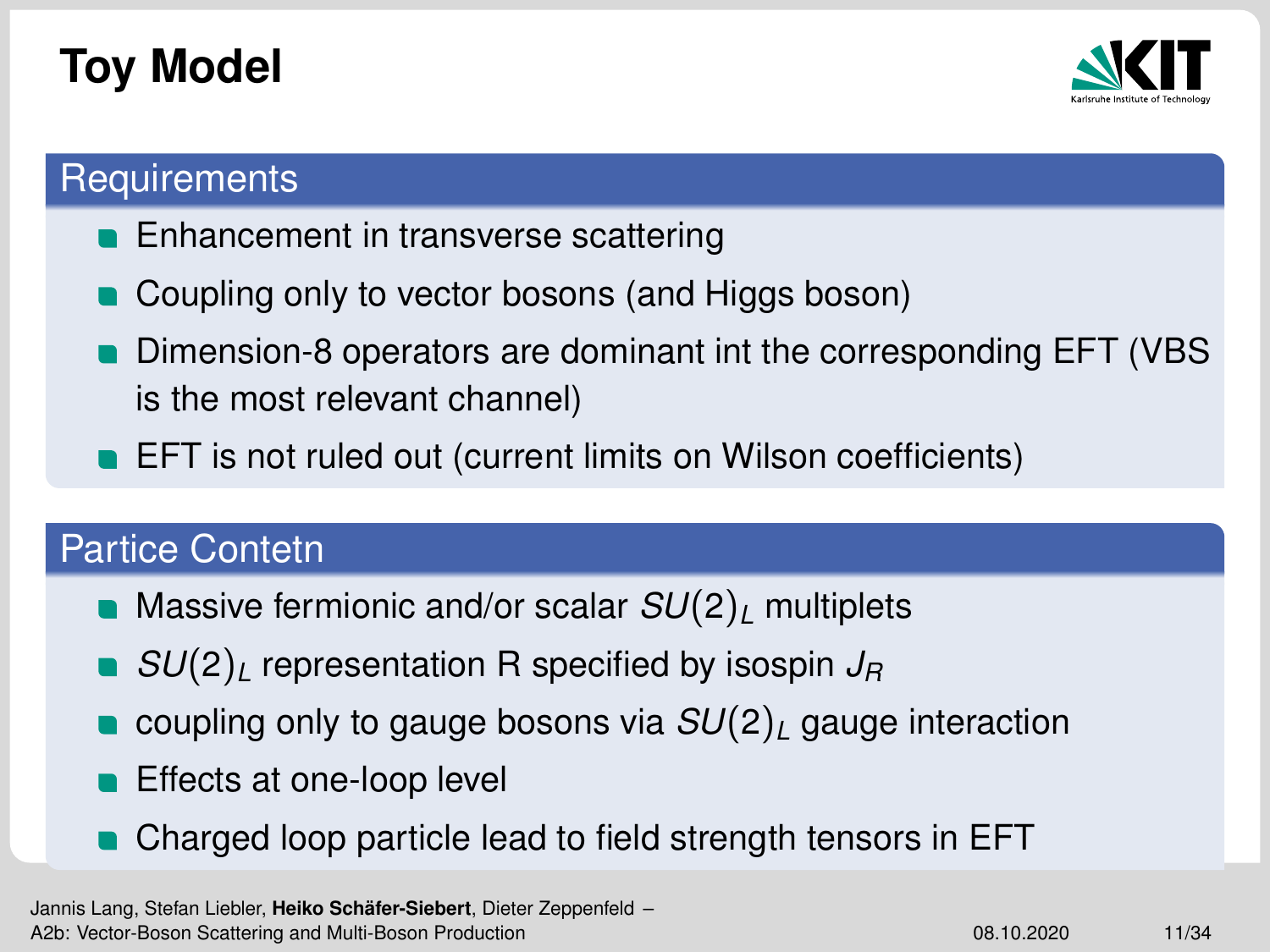# Toy Model

## Requirements

- Enhancement in transverse scattering
- Coupling only to vector bosons (and Higgs boson)
- Dimension-8 operators are dominant int the corresponding EFT (VBS is the most relevant channel)
- EFT is not ruled out (current limits on Wilson coefficients)

## Partice Contetn

- Massive fermionic and/or scalar $SU(2)_L$ multiplets
- $SU(2)_L$ representation R specified by isospin $J_R$
- coupling only to gauge bosons via $SU(2)_L$ gauge interaction
- Effects at one-loop level
- Charged loop particle lead to field strength tensors in EFT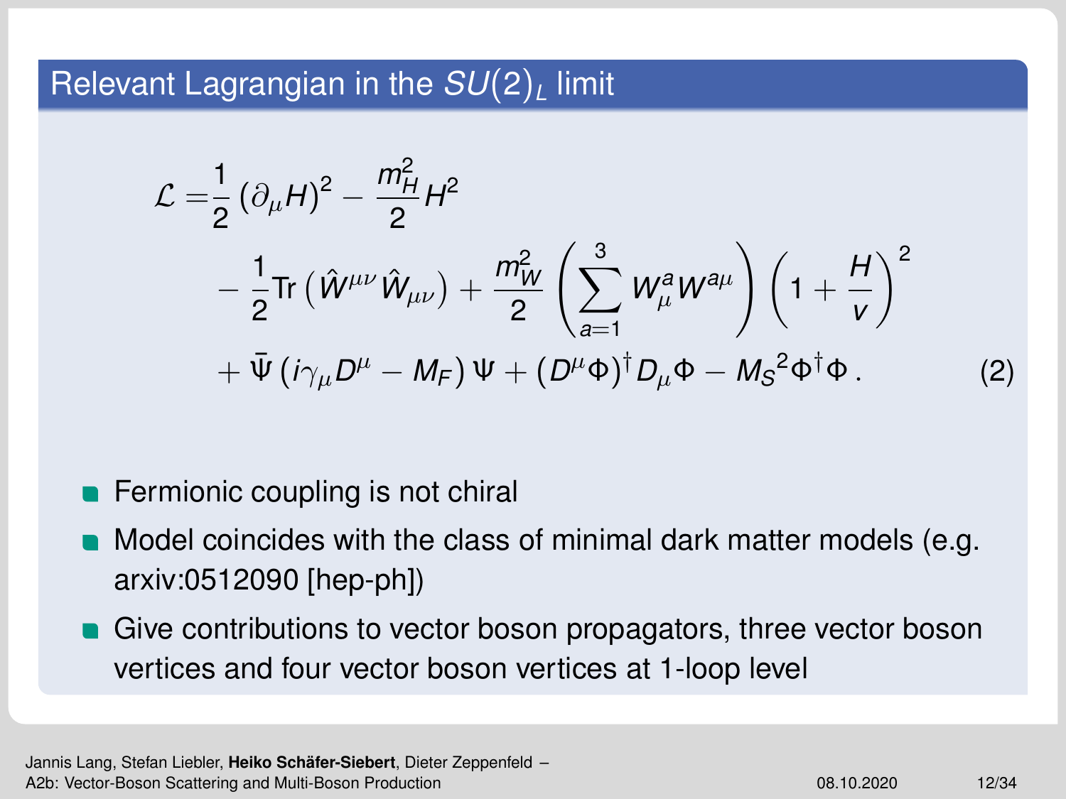## Relevant Lagrangian in the $SU(2)_L$ limit

$$
\begin{aligned}
\mathcal{L} =& \frac{1}{2}\left(\partial_\mu H\right)^2 - \frac{m_H^2}{2} H^2 \\
& - \frac{1}{2}\mathrm{Tr}\left(\hat{W}^{\mu\nu}\hat{W}_{\mu\nu}\right) + \frac{m_W^2}{2}\left(\sum_{a=1}^{3} W_\mu^a W^{a\mu}\right)\left(1 + \frac{H}{v}\right)^2 \\
& + \bar{\Psi}\left(i\gamma_\mu D^\mu - M_F\right)\Psi + \left(D^\mu \Phi\right)^\dagger D_\mu \Phi - {M_S}^2 \Phi^\dagger \Phi \,. \qquad (2)
\end{aligned}
$$

- Fermionic coupling is not chiral
- Model coincides with the class of minimal dark matter models (e.g. arxiv:0512090 [hep-ph])
- Give contributions to vector boson propagators, three vector boson vertices and four vector boson vertices at 1-loop level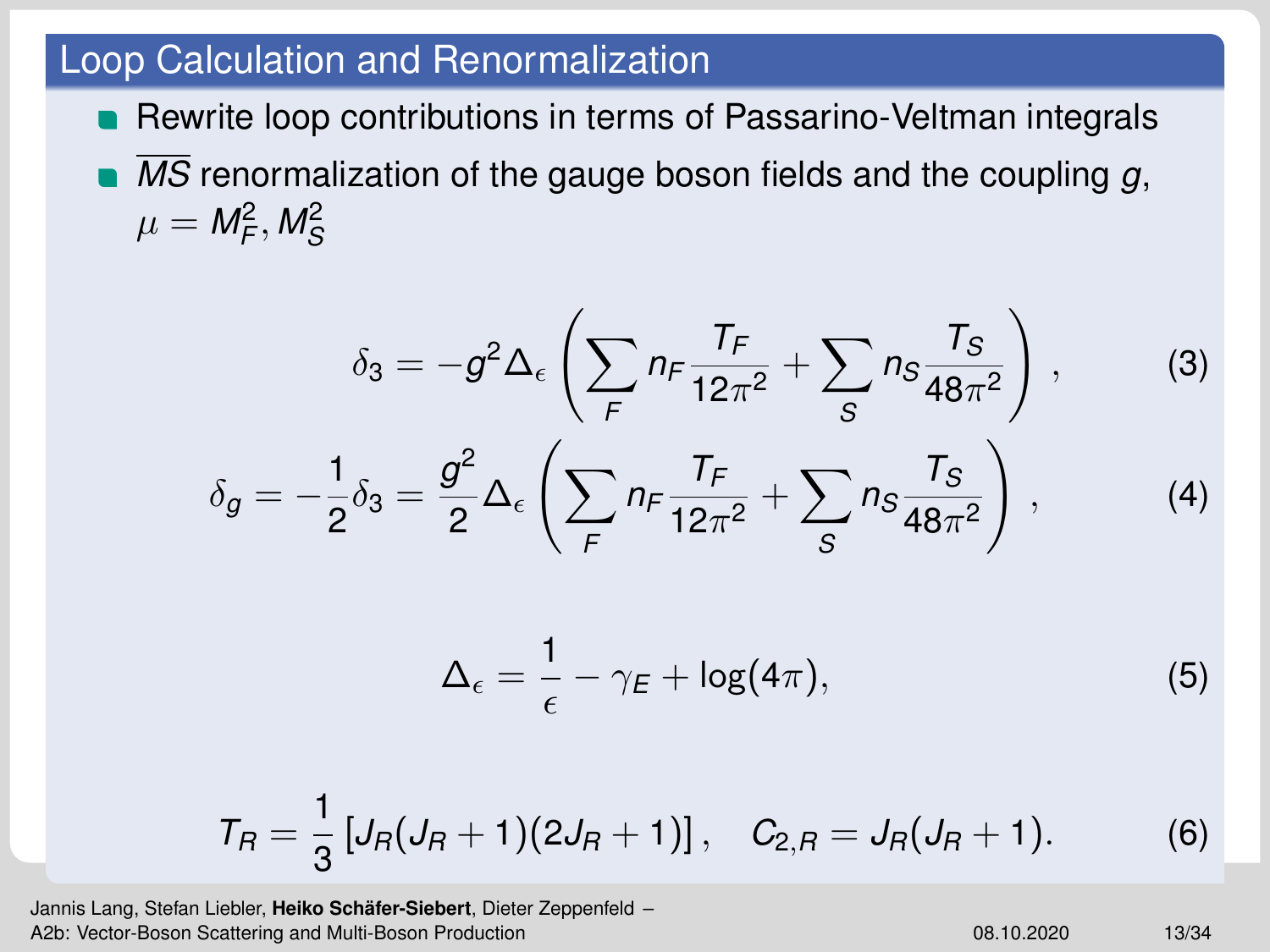## Loop Calculation and Renormalization

- Rewrite loop contributions in terms of Passarino-Veltman integrals
- $\overline{MS}$ renormalization of the gauge boson fields and the coupling $g$, $\mu = M_F^2, M_S^2$

$$\delta_3 = -g^2 \Delta_\epsilon \left( \sum_F n_F \frac{T_F}{12\pi^2} + \sum_S n_S \frac{T_S}{48\pi^2} \right) , \tag{3}$$

$$\delta_g = -\frac{1}{2}\delta_3 = \frac{g^2}{2} \Delta_\epsilon \left( \sum_F n_F \frac{T_F}{12\pi^2} + \sum_S n_S \frac{T_S}{48\pi^2} \right) , \tag{4}$$

$$\Delta_\epsilon = \frac{1}{\epsilon} - \gamma_E + \log(4\pi), \tag{5}$$

$$T_R = \frac{1}{3}\left[ J_R(J_R+1)(2J_R+1) \right], \quad C_{2,R} = J_R(J_R+1). \tag{6}$$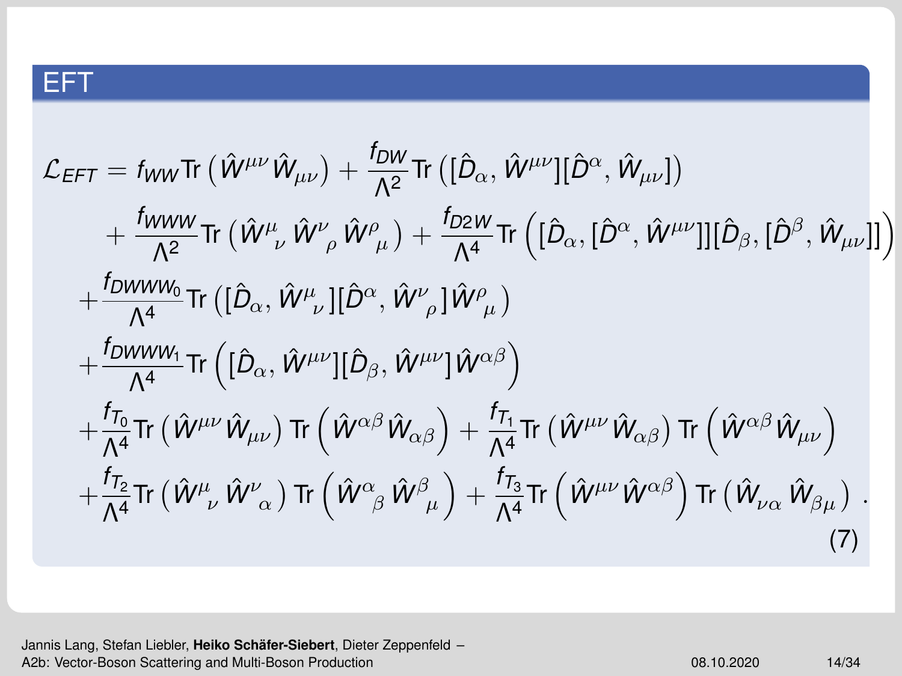## EFT

$$
\begin{aligned}
\mathcal{L}_{EFT} = & f_{WW} \mathrm{Tr}\left(\hat{W}^{\mu\nu}\hat{W}_{\mu\nu}\right) + \frac{f_{DW}}{\Lambda^2}\mathrm{Tr}\left([\hat{D}_\alpha, \hat{W}^{\mu\nu}][\hat{D}^\alpha, \hat{W}_{\mu\nu}]\right) \\
& + \frac{f_{WWW}}{\Lambda^2}\mathrm{Tr}\left(\hat{W}^\mu{}_\nu \hat{W}^\nu{}_\rho \hat{W}^\rho{}_\mu\right) + \frac{f_{D2W}}{\Lambda^4}\mathrm{Tr}\left([\hat{D}_\alpha,[\hat{D}^\alpha,\hat{W}^{\mu\nu}]][\hat{D}_\beta,[\hat{D}^\beta,\hat{W}_{\mu\nu}]]\right) \\
& + \frac{f_{DWWW_0}}{\Lambda^4}\mathrm{Tr}\left([\hat{D}_\alpha, \hat{W}^\mu{}_\nu][\hat{D}^\alpha, \hat{W}^\nu{}_\rho]\hat{W}^\rho{}_\mu\right) \\
& + \frac{f_{DWWW_1}}{\Lambda^4}\mathrm{Tr}\left([\hat{D}_\alpha, \hat{W}^{\mu\nu}][\hat{D}_\beta, \hat{W}^{\mu\nu}]\hat{W}^{\alpha\beta}\right) \\
& + \frac{f_{T_0}}{\Lambda^4}\mathrm{Tr}\left(\hat{W}^{\mu\nu}\hat{W}_{\mu\nu}\right)\mathrm{Tr}\left(\hat{W}^{\alpha\beta}\hat{W}_{\alpha\beta}\right) + \frac{f_{T_1}}{\Lambda^4}\mathrm{Tr}\left(\hat{W}^{\mu\nu}\hat{W}_{\alpha\beta}\right)\mathrm{Tr}\left(\hat{W}^{\alpha\beta}\hat{W}_{\mu\nu}\right) \\
& + \frac{f_{T_2}}{\Lambda^4}\mathrm{Tr}\left(\hat{W}^\mu{}_\nu \hat{W}^\nu{}_\alpha\right)\mathrm{Tr}\left(\hat{W}^\alpha{}_\beta \hat{W}^\beta{}_\mu\right) + \frac{f_{T_3}}{\Lambda^4}\mathrm{Tr}\left(\hat{W}^{\mu\nu}\hat{W}^{\alpha\beta}\right)\mathrm{Tr}\left(\hat{W}_{\nu\alpha}\hat{W}_{\beta\mu}\right) .
\end{aligned}
\tag{7}
$$

Jannis Lang, Stefan Liebler, **Heiko Schäfer-Siebert**, Dieter Zeppenfeld –
A2b: Vector-Boson Scattering and Multi-Boson Production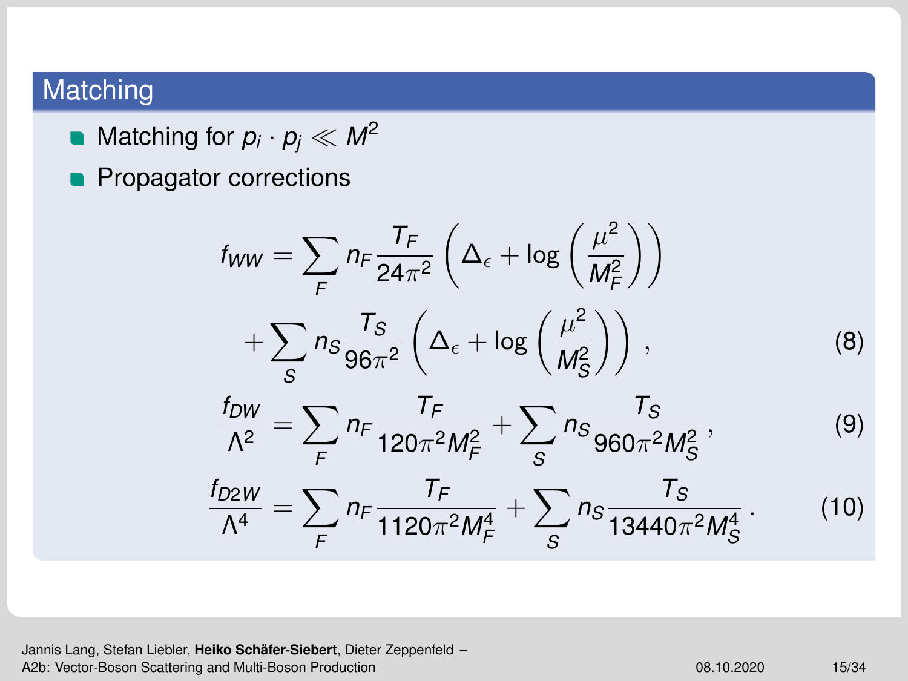## Matching

- Matching for $p_i \cdot p_j \ll M^2$
- Propagator corrections

$$
\begin{aligned}
f_{WW} &= \sum_F n_F \frac{T_F}{24\pi^2} \left( \Delta_\epsilon + \log\left(\frac{\mu^2}{M_F^2}\right)\right) \\
&\quad + \sum_S n_S \frac{T_S}{96\pi^2} \left( \Delta_\epsilon + \log\left(\frac{\mu^2}{M_S^2}\right)\right) \,, \qquad (8) \\
\frac{f_{DW}}{\Lambda^2} &= \sum_F n_F \frac{T_F}{120\pi^2 M_F^2} + \sum_S n_S \frac{T_S}{960\pi^2 M_S^2} \,, \qquad (9) \\
\frac{f_{D2W}}{\Lambda^4} &= \sum_F n_F \frac{T_F}{1120\pi^2 M_F^4} + \sum_S n_S \frac{T_S}{13440\pi^2 M_S^4} \,. \qquad (10)
\end{aligned}
$$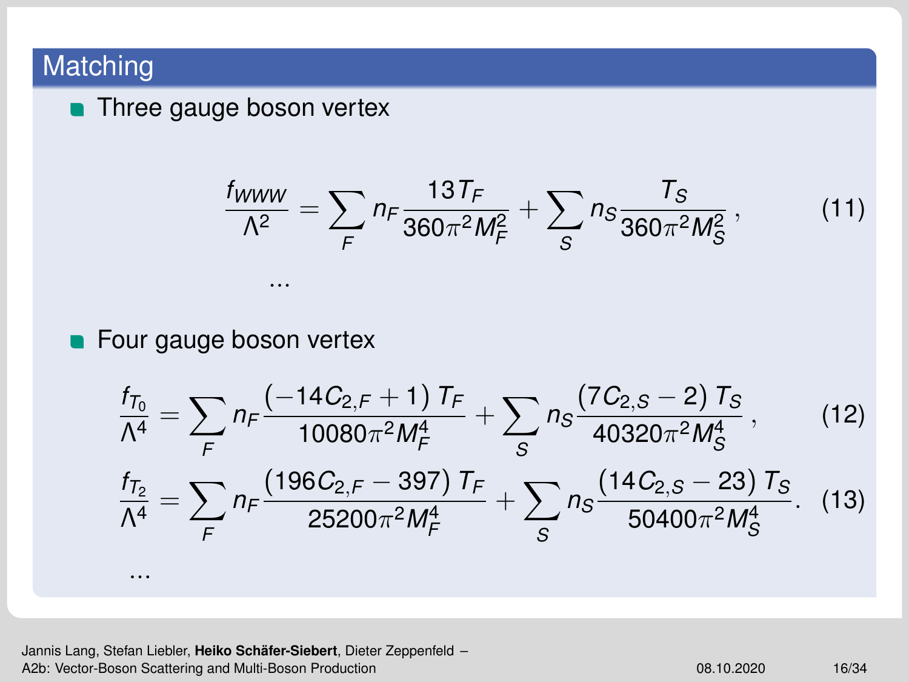# Matching

- Three gauge boson vertex

$$\frac{f_{WWW}}{\Lambda^2} = \sum_F n_F \frac{13 T_F}{360\pi^2 M_F^2} + \sum_S n_S \frac{T_S}{360\pi^2 M_S^2}\,, \tag{11}$$

...

- Four gauge boson vertex

$$\frac{f_{T_0}}{\Lambda^4} = \sum_F n_F \frac{\left(-14 C_{2,F} + 1\right) T_F}{10080\pi^2 M_F^4} + \sum_S n_S \frac{\left(7 C_{2,S} - 2\right) T_S}{40320\pi^2 M_S^4}\,, \tag{12}$$

$$\frac{f_{T_2}}{\Lambda^4} = \sum_F n_F \frac{\left(196 C_{2,F} - 397\right) T_F}{25200\pi^2 M_F^4} + \sum_S n_S \frac{\left(14 C_{2,S} - 23\right) T_S}{50400\pi^2 M_S^4}\,. \tag{13}$$

...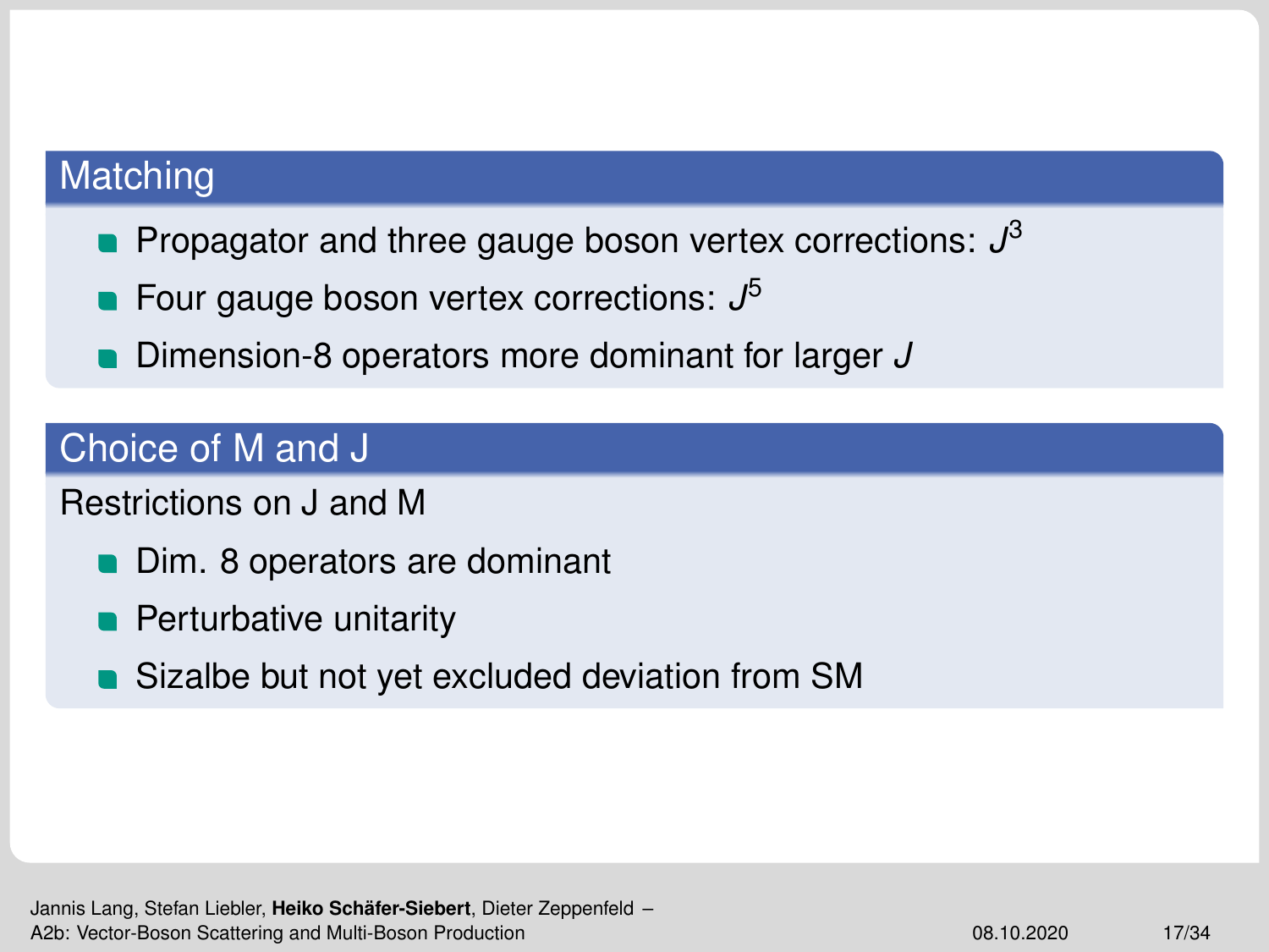## Matching

- Propagator and three gauge boson vertex corrections: $J^3$
- Four gauge boson vertex corrections: $J^5$
- Dimension-8 operators more dominant for larger $J$

## Choice of M and J

Restrictions on J and M

- Dim. 8 operators are dominant
- Perturbative unitarity
- Sizalbe but not yet excluded deviation from SM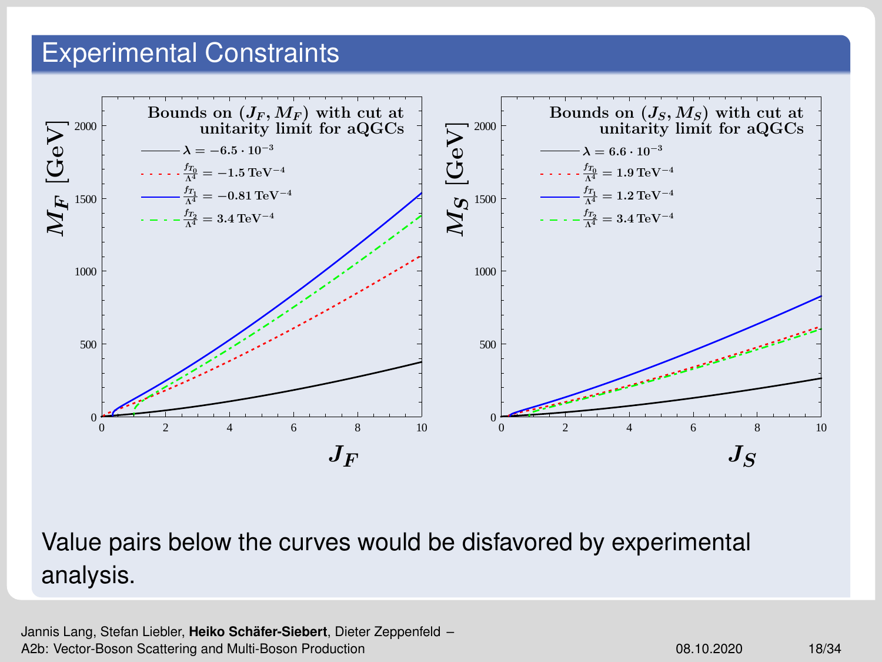# Experimental Constraints

Bounds on $(J_F, M_F)$ with cut at unitarity limit for aQGCs

- $\lambda = -6.5 \cdot 10^{-3}$
- $\frac{f_{T_0}}{\Lambda^4} = -1.5\,\text{TeV}^{-4}$
- $\frac{f_{T_1}}{\Lambda^4} = -0.81\,\text{TeV}^{-4}$
- $\frac{f_{T_2}}{\Lambda^4} = 3.4\,\text{TeV}^{-4}$

Axes: $J_F$ (0–10), $M_F$ [GeV] (0–2000)

Bounds on $(J_S, M_S)$ with cut at unitarity limit for aQGCs

- $\lambda = 6.6 \cdot 10^{-3}$
- $\frac{f_{T_0}}{\Lambda^4} = 1.9\,\text{TeV}^{-4}$
- $\frac{f_{T_1}}{\Lambda^4} = 1.2\,\text{TeV}^{-4}$
- $\frac{f_{T_2}}{\Lambda^4} = 3.4\,\text{TeV}^{-4}$

Axes: $J_S$ (0–10), $M_S$ [GeV] (0–2000)

Value pairs below the curves would be disfavored by experimental analysis.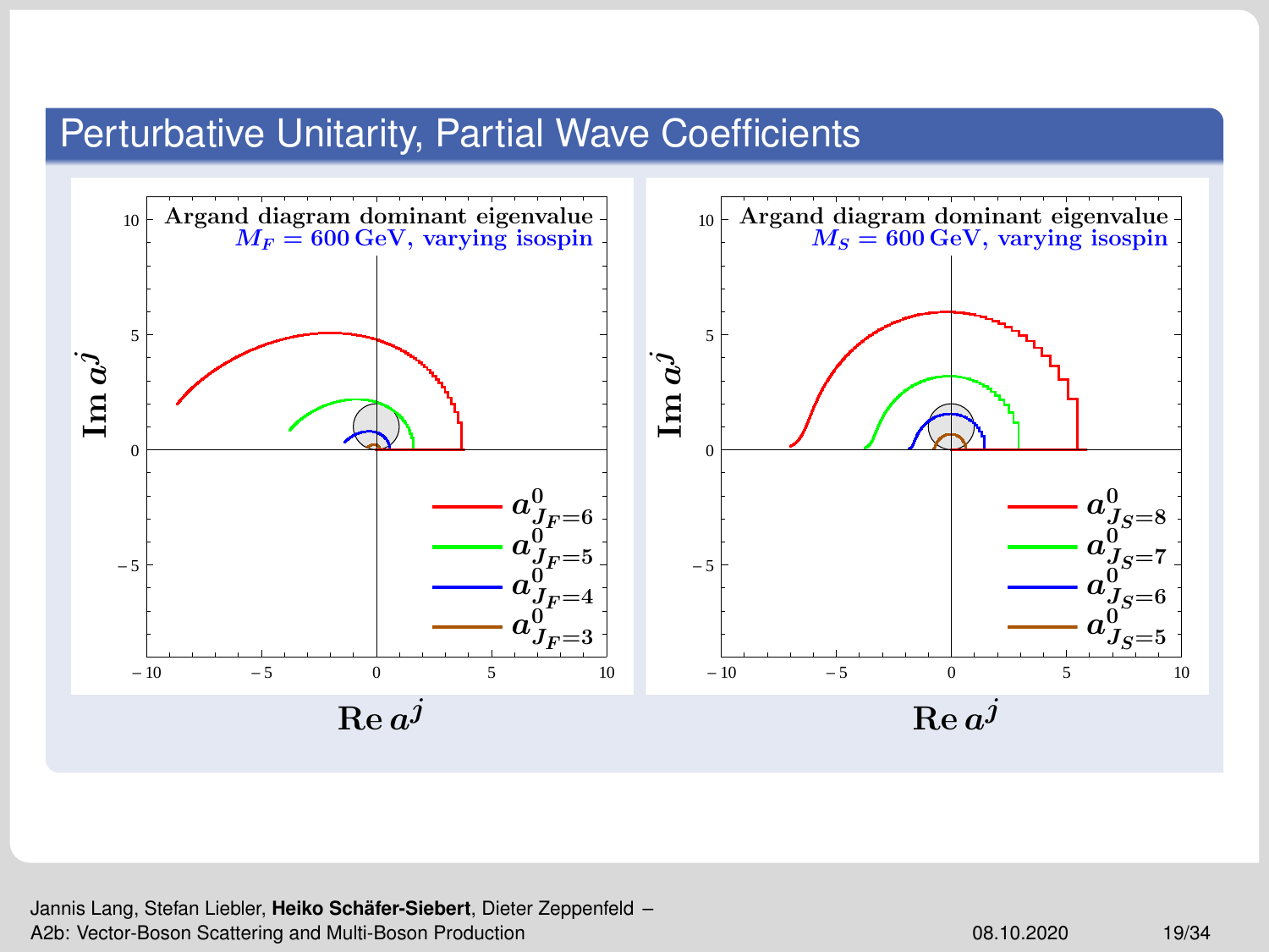## Perturbative Unitarity, Partial Wave Coefficients

Argand diagram dominant eigenvalue
$M_F = 600\,\mathrm{GeV}$, varying isospin

$\mathrm{Im}\, a^j$

$\mathrm{Re}\, a^j$

$a^0_{J_F=6}$, $a^0_{J_F=5}$, $a^0_{J_F=4}$, $a^0_{J_F=3}$

Argand diagram dominant eigenvalue
$M_S = 600\,\mathrm{GeV}$, varying isospin

$\mathrm{Im}\, a^j$

$\mathrm{Re}\, a^j$

$a^0_{J_S=8}$, $a^0_{J_S=7}$, $a^0_{J_S=6}$, $a^0_{J_S=5}$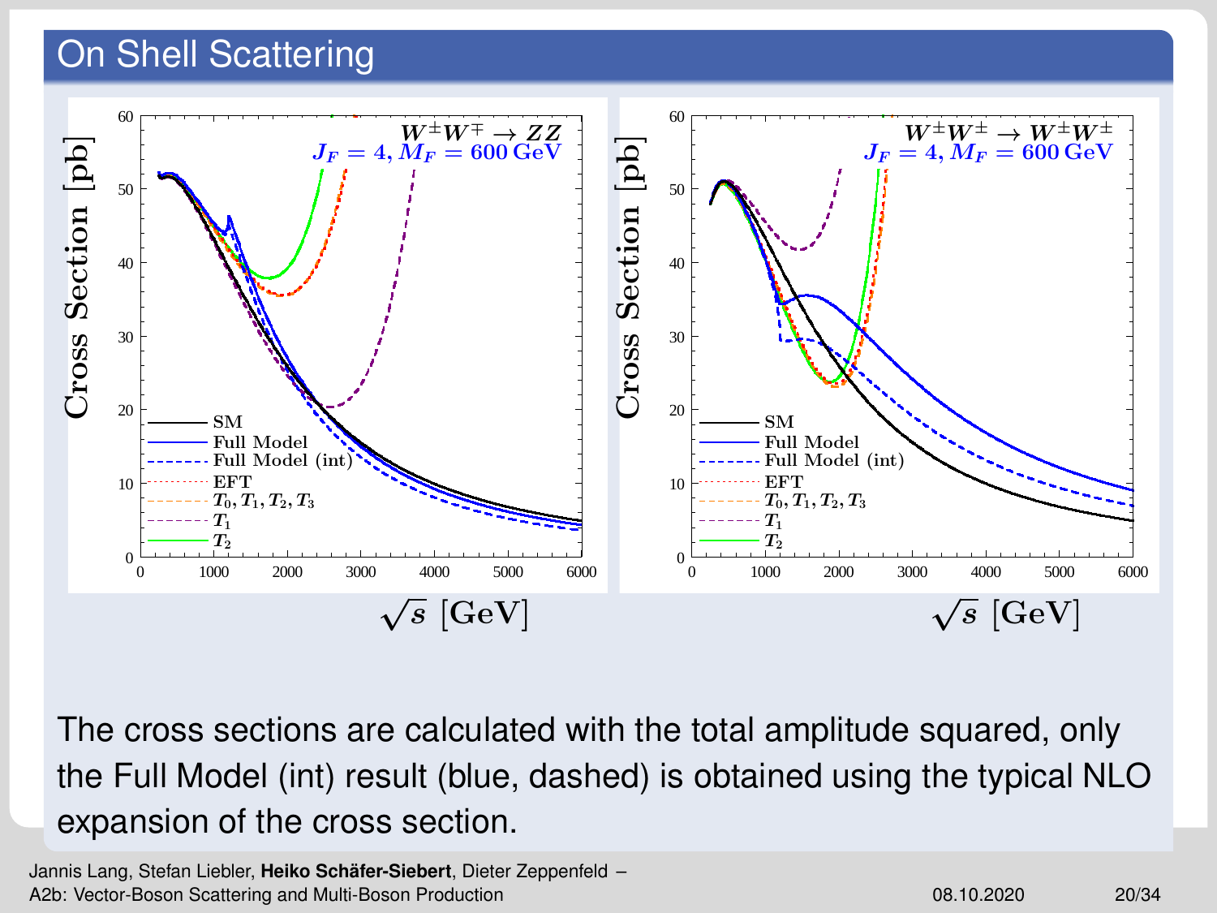## On Shell Scattering

The cross sections are calculated with the total amplitude squared, only the Full Model (int) result (blue, dashed) is obtained using the typical NLO expansion of the cross section.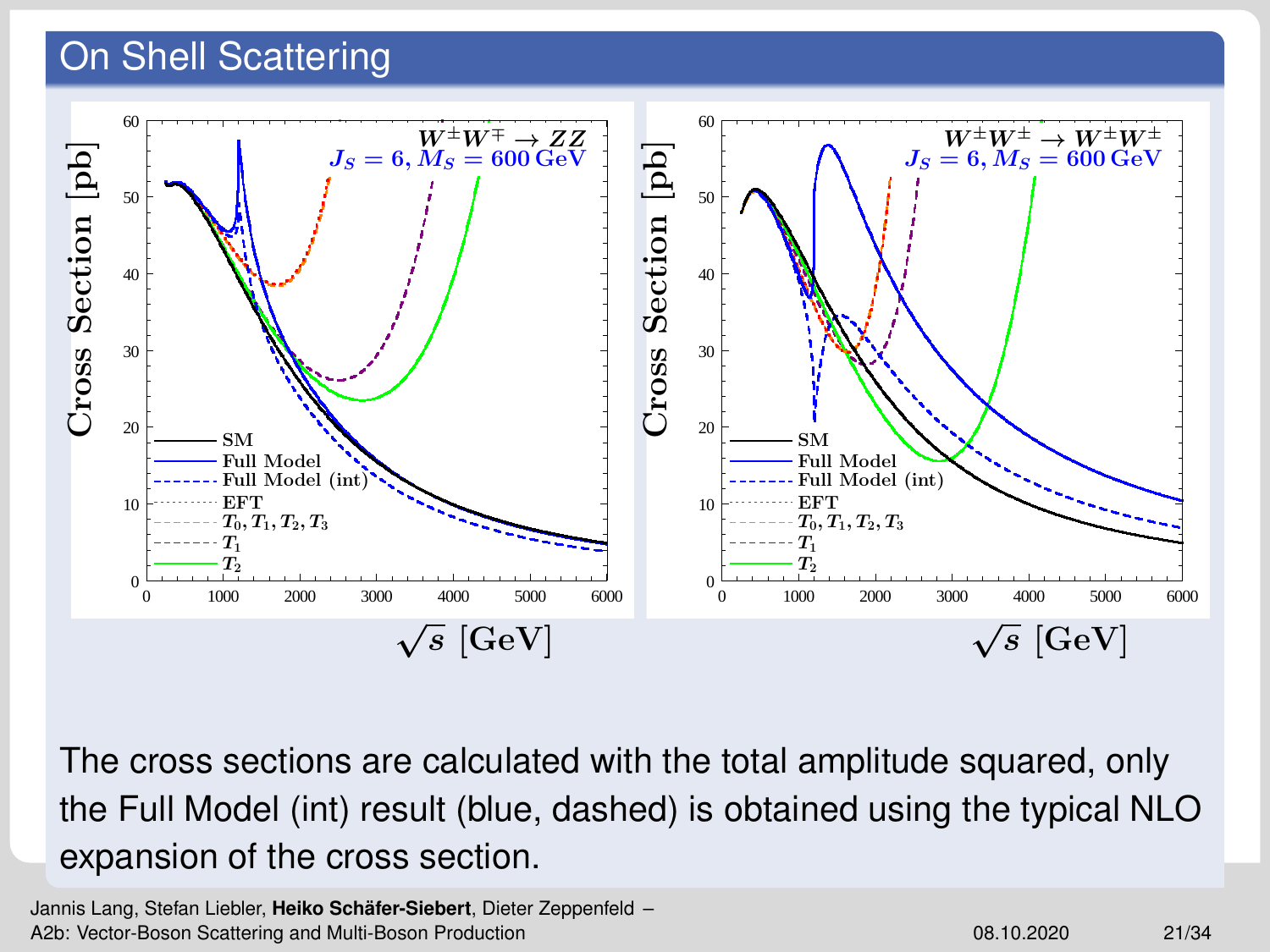# On Shell Scattering

The cross sections are calculated with the total amplitude squared, only the Full Model (int) result (blue, dashed) is obtained using the typical NLO expansion of the cross section.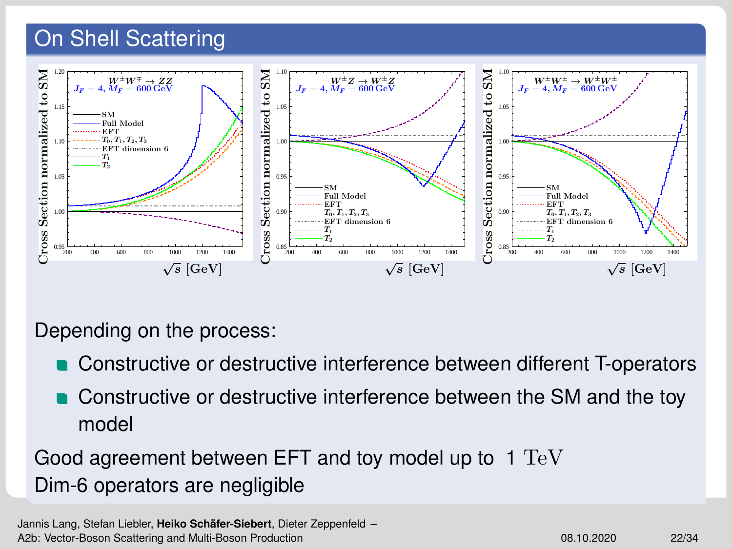# On Shell Scattering

Depending on the process:

- Constructive or destructive interference between different T-operators
- Constructive or destructive interference between the SM and the toy model

Good agreement between EFT and toy model up to 1 $\mathrm{TeV}$

Dim-6 operators are negligible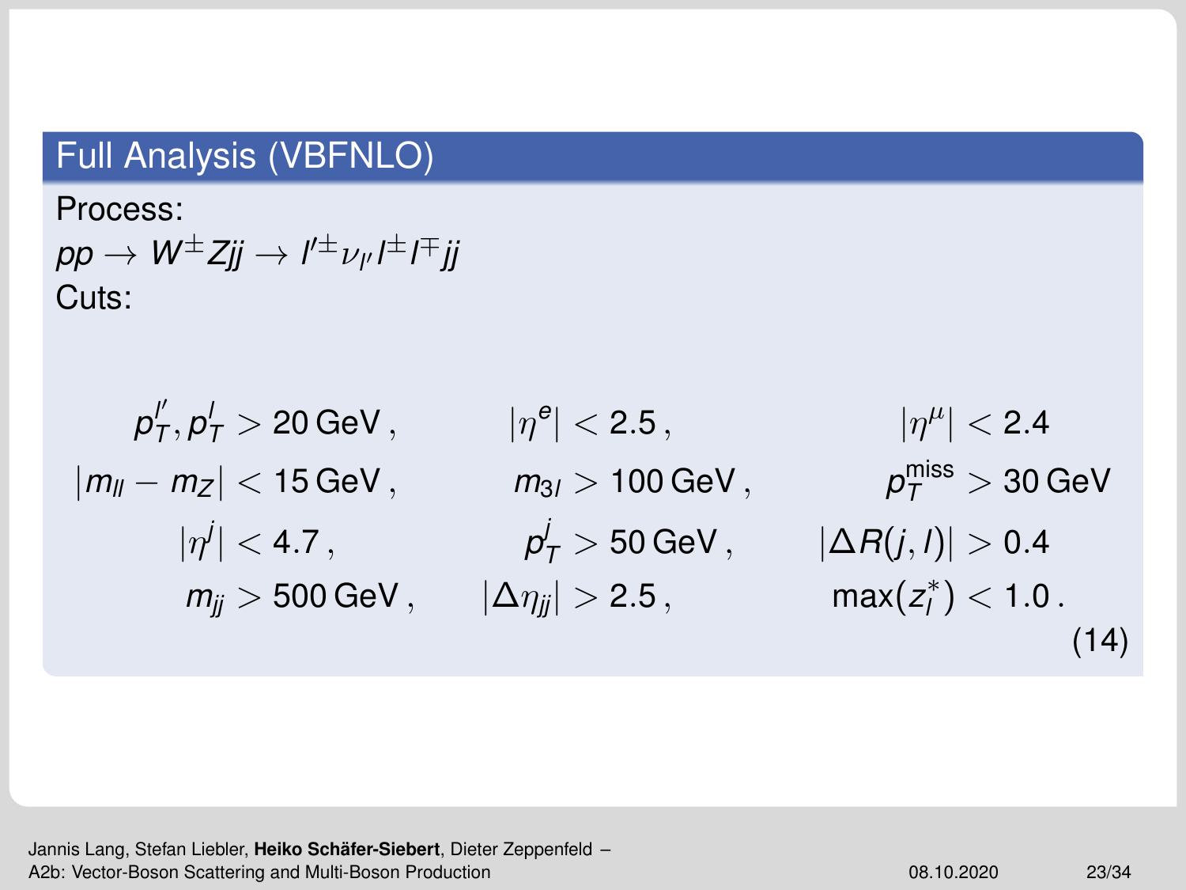## Full Analysis (VBFNLO)

Process:

$pp \rightarrow W^{\pm}Zjj \rightarrow l'^{\pm}\nu_{l'}l^{\pm}l^{\mp}jj$

Cuts:

$$
\begin{aligned}
p_T^{l'}, p_T^{l} &> 20\,\text{GeV}\,, & |\eta^{e}| &< 2.5\,, & |\eta^{\mu}| &< 2.4 \\
|m_{ll} - m_Z| &< 15\,\text{GeV}\,, & m_{3l} &> 100\,\text{GeV}\,, & p_T^{\text{miss}} &> 30\,\text{GeV} \\
|\eta^{j}| &< 4.7\,, & p_T^{j} &> 50\,\text{GeV}\,, & |\Delta R(j,l)| &> 0.4 \\
m_{jj} &> 500\,\text{GeV}\,, & |\Delta\eta_{jj}| &> 2.5\,, & \max(z_l^*) &< 1.0\,.
\end{aligned}
\tag{14}
$$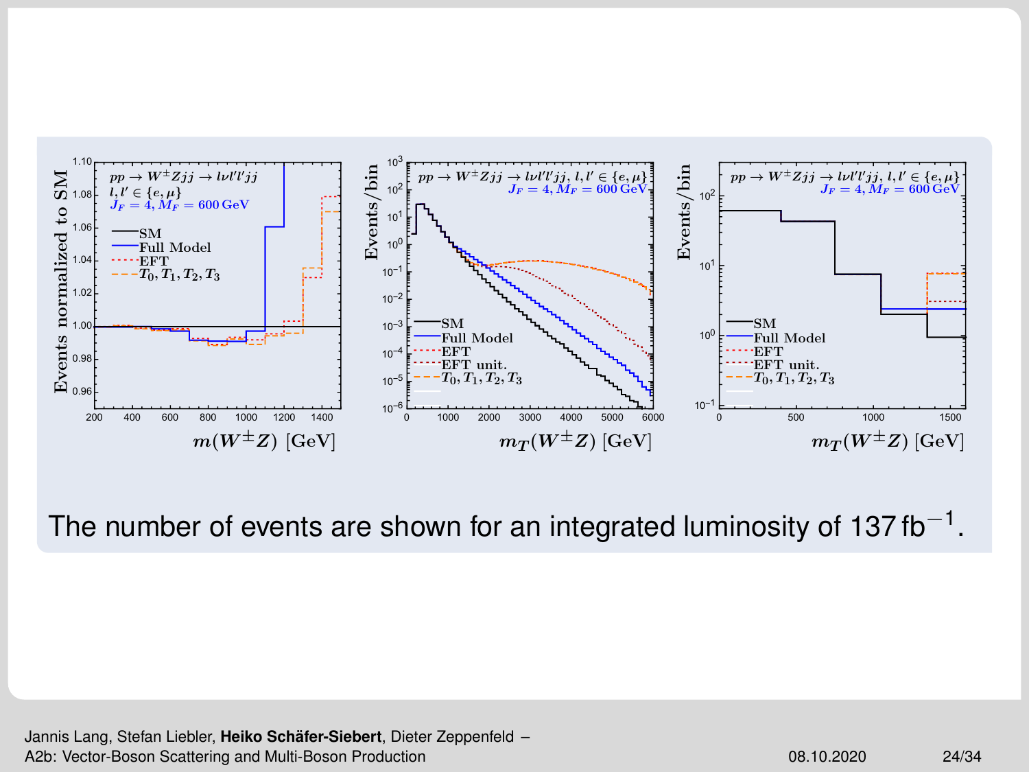The number of events are shown for an integrated luminosity of $137\,\mathrm{fb}^{-1}$.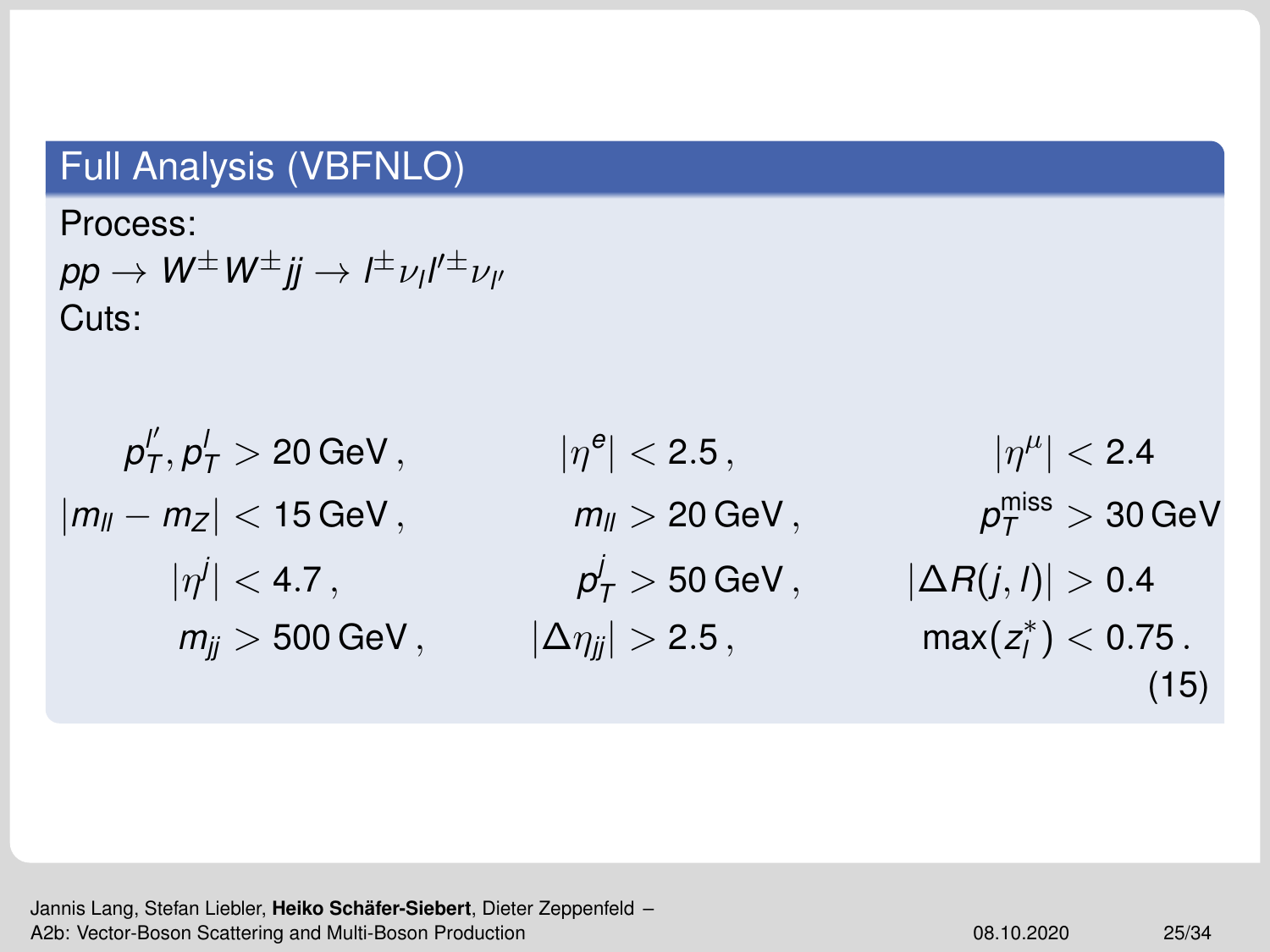## Full Analysis (VBFNLO)

Process:

$pp \to W^{\pm}W^{\pm}jj \to l^{\pm}\nu_l l'^{\pm}\nu_{l'}$

Cuts:

$$
\begin{aligned}
p_T^{l'}, p_T^{l} &> 20\,\text{GeV}\,, & |\eta^e| &< 2.5\,, & |\eta^\mu| &< 2.4 \\
|m_{ll} - m_Z| &< 15\,\text{GeV}\,, & m_{ll} &> 20\,\text{GeV}\,, & p_T^{\text{miss}} &> 30\,\text{GeV} \\
|\eta^j| &< 4.7\,, & p_T^j &> 50\,\text{GeV}\,, & |\Delta R(j,l)| &> 0.4 \\
m_{jj} &> 500\,\text{GeV}\,, & |\Delta\eta_{jj}| &> 2.5\,, & \max(z_l^*) &< 0.75\,.
\end{aligned}
\tag{15}
$$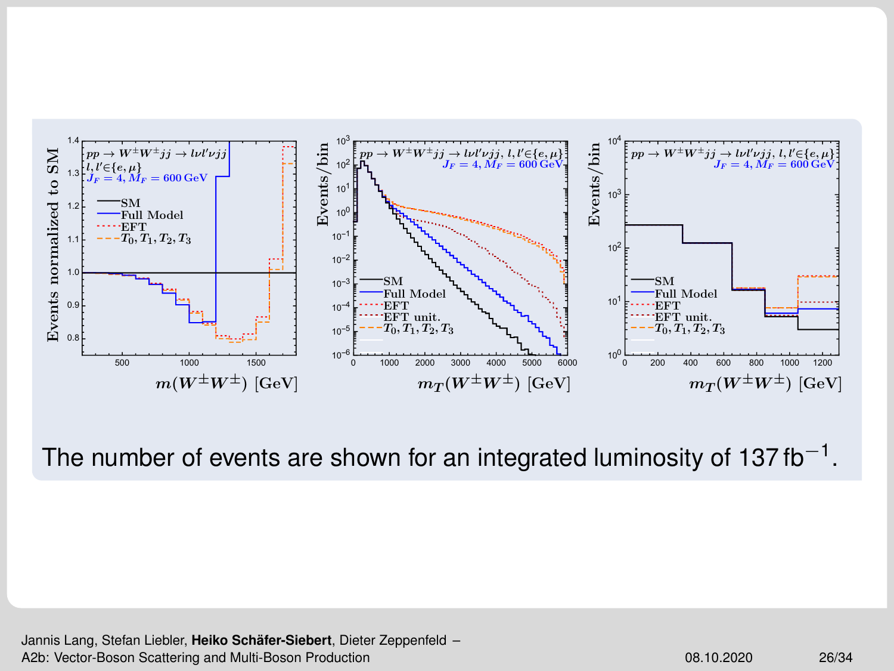The number of events are shown for an integrated luminosity of $137\,\mathrm{fb}^{-1}$.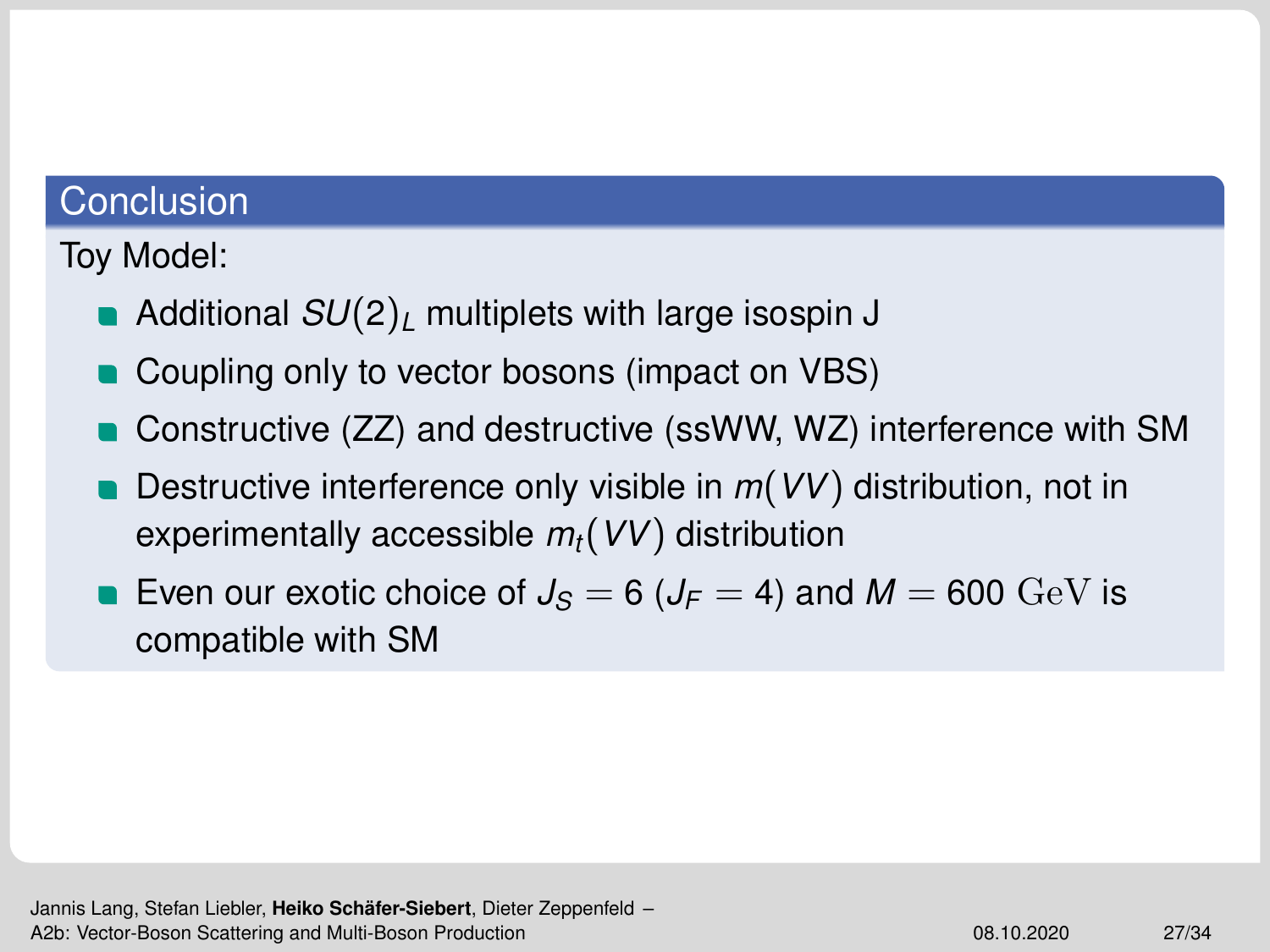## Conclusion

Toy Model:

- Additional $SU(2)_L$ multiplets with large isospin J
- Coupling only to vector bosons (impact on VBS)
- Constructive (ZZ) and destructive (ssWW, WZ) interference with SM
- Destructive interference only visible in $m(VV)$ distribution, not in experimentally accessible $m_t(VV)$ distribution
- Even our exotic choice of $J_S = 6$ ($J_F = 4$) and $M = 600\ \mathrm{GeV}$ is compatible with SM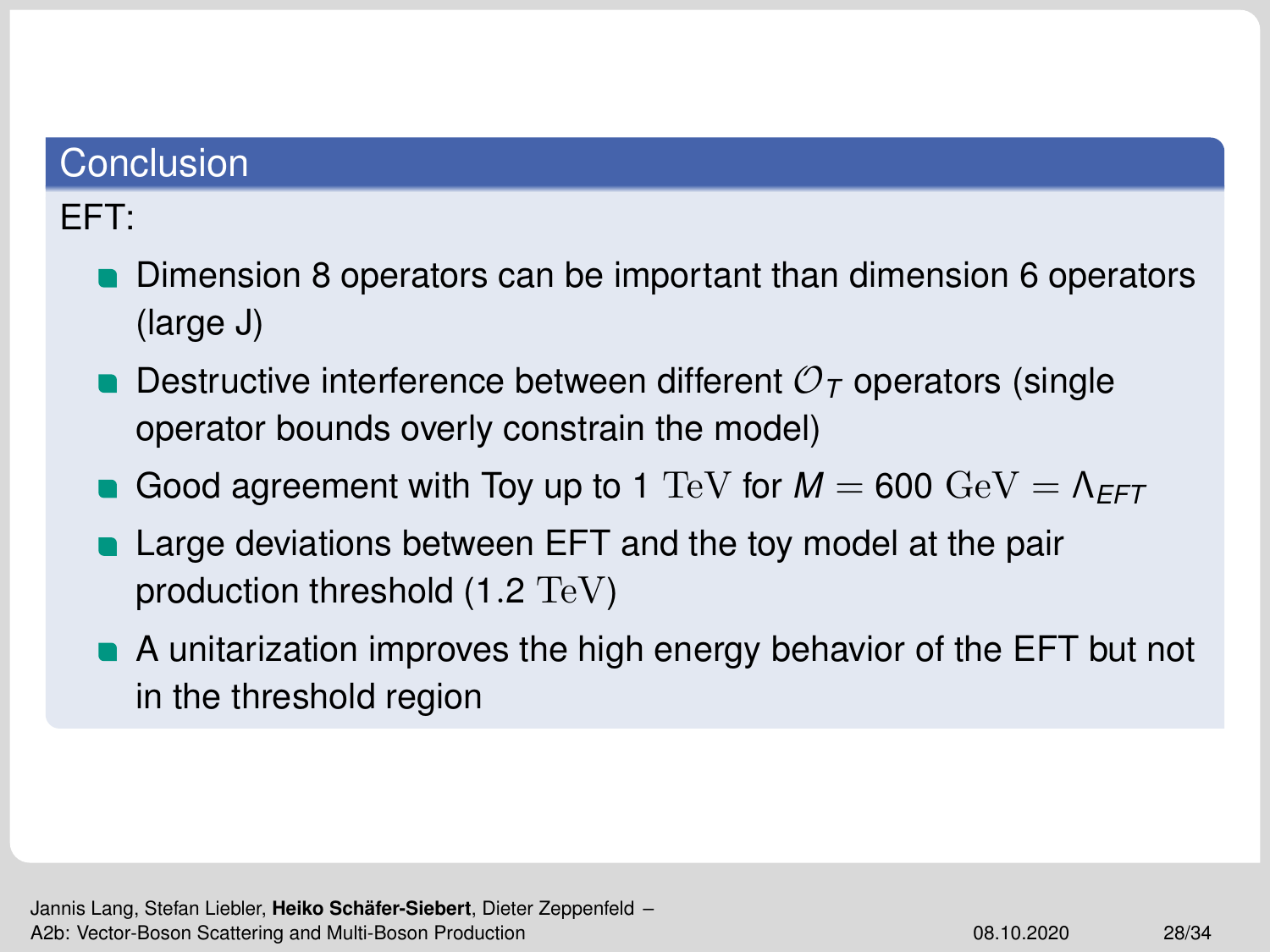## Conclusion

EFT:

- Dimension 8 operators can be important than dimension 6 operators (large J)
- Destructive interference between different $\mathcal{O}_T$ operators (single operator bounds overly constrain the model)
- Good agreement with Toy up to 1 $\mathrm{TeV}$ for $M = 600\ \mathrm{GeV} = \Lambda_{EFT}$
- Large deviations between EFT and the toy model at the pair production threshold (1.2 $\mathrm{TeV}$)
- A unitarization improves the high energy behavior of the EFT but not in the threshold region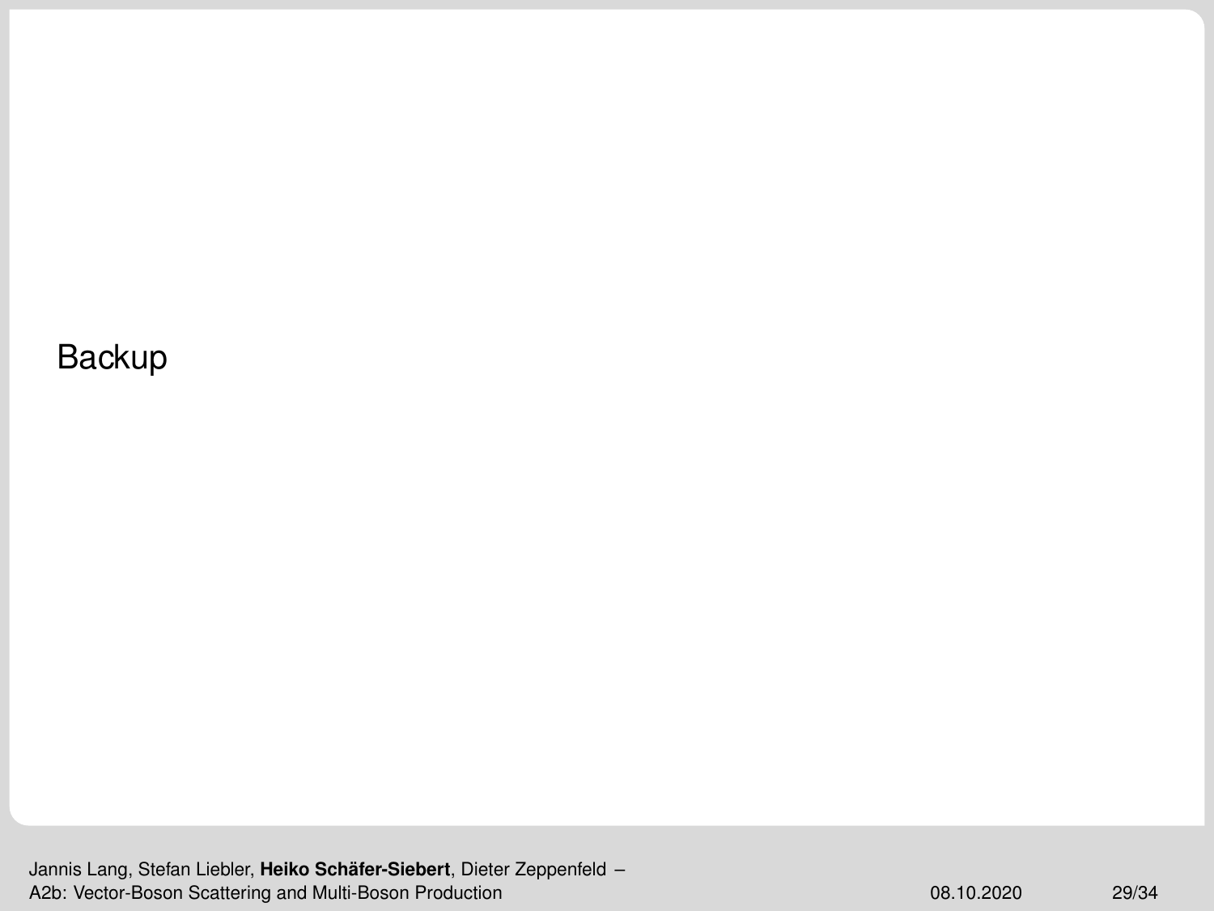Backup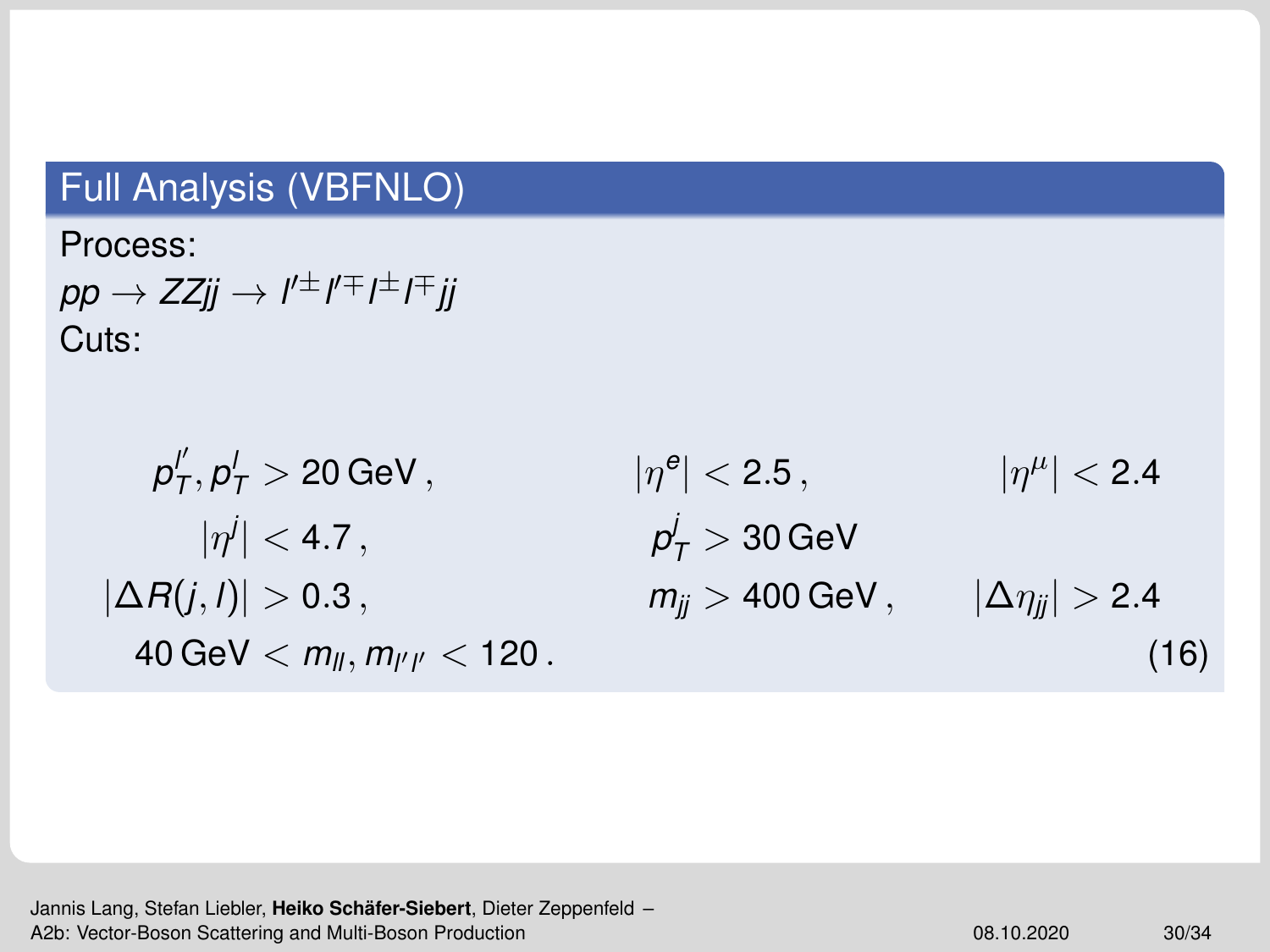## Full Analysis (VBFNLO)

Process:

$pp \to ZZjj \to l'^{\pm} l'^{\mp} l^{\pm} l^{\mp} jj$

Cuts:

$$
\begin{aligned}
&p_T^{l'}, p_T^{l} > 20\,\text{GeV}\,, && |\eta^e| < 2.5\,, && |\eta^\mu| < 2.4 \\
&|\eta^j| < 4.7\,, && p_T^j > 30\,\text{GeV} && \\
&|\Delta R(j,l)| > 0.3\,, && m_{jj} > 400\,\text{GeV}\,, && |\Delta\eta_{jj}| > 2.4 \\
&40\,\text{GeV} < m_{ll}, m_{l'l'} < 120\,. && &&
\end{aligned}
\tag{16}
$$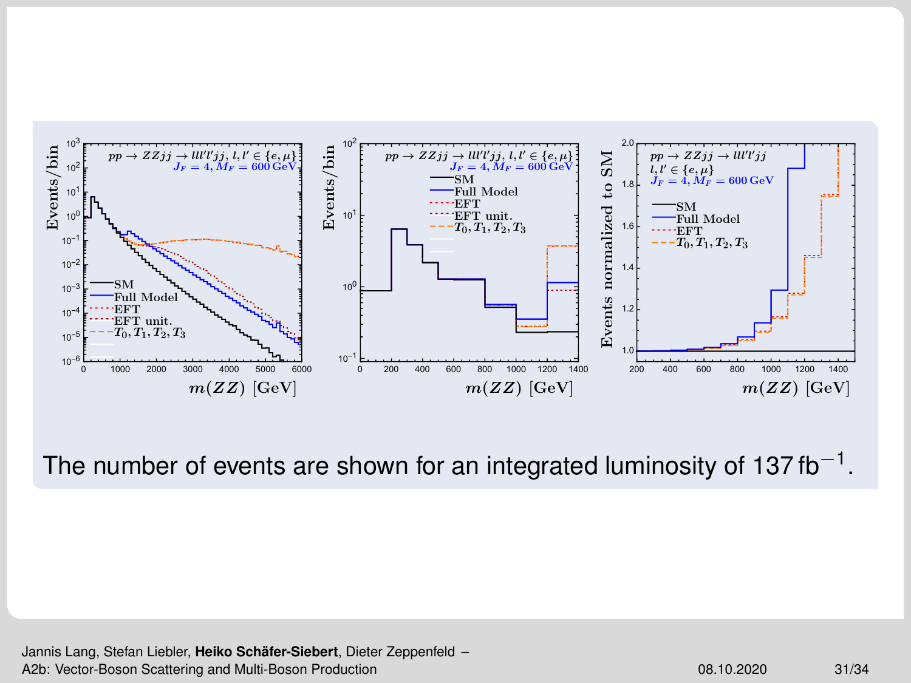The number of events are shown for an integrated luminosity of $137\,\text{fb}^{-1}$.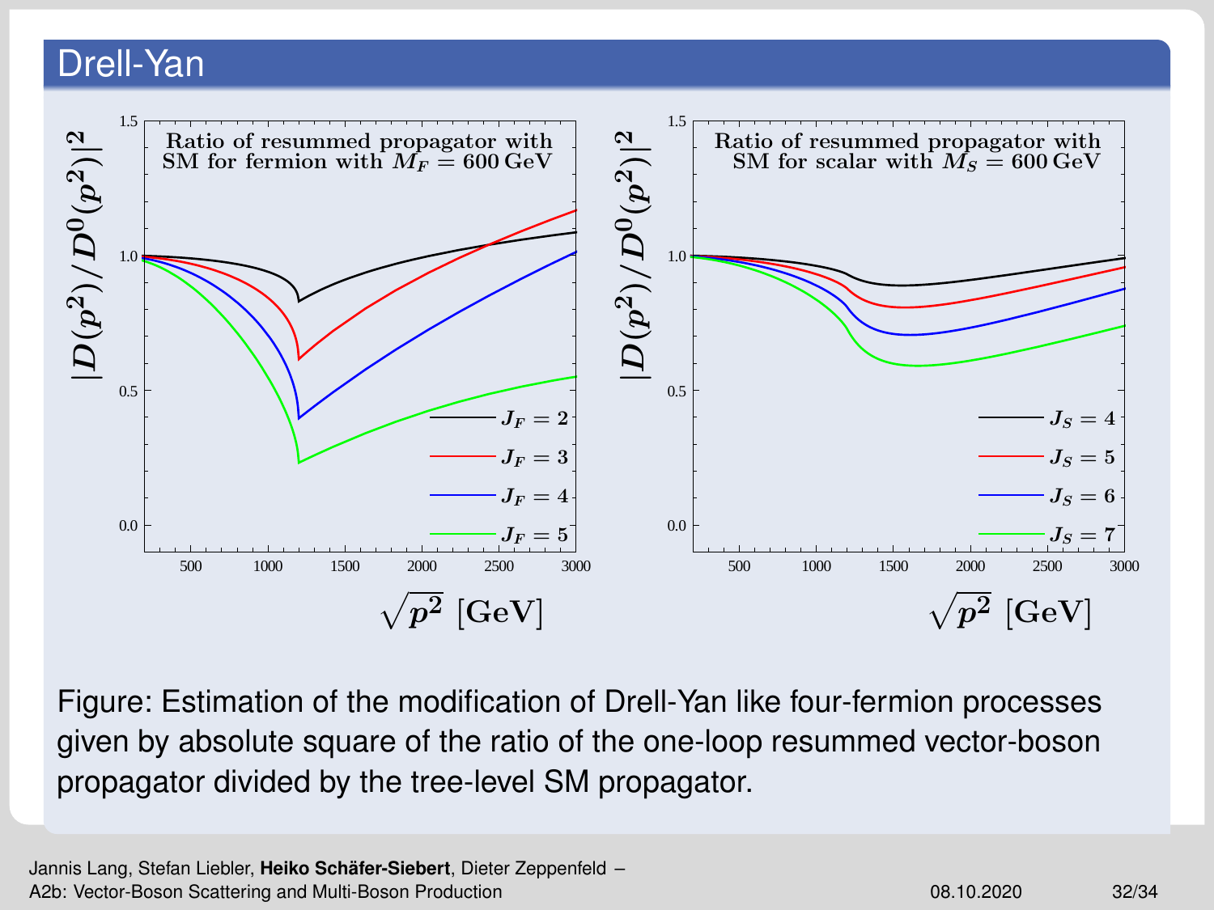# Drell-Yan

Figure: Estimation of the modification of Drell-Yan like four-fermion processes given by absolute square of the ratio of the one-loop resummed vector-boson propagator divided by the tree-level SM propagator.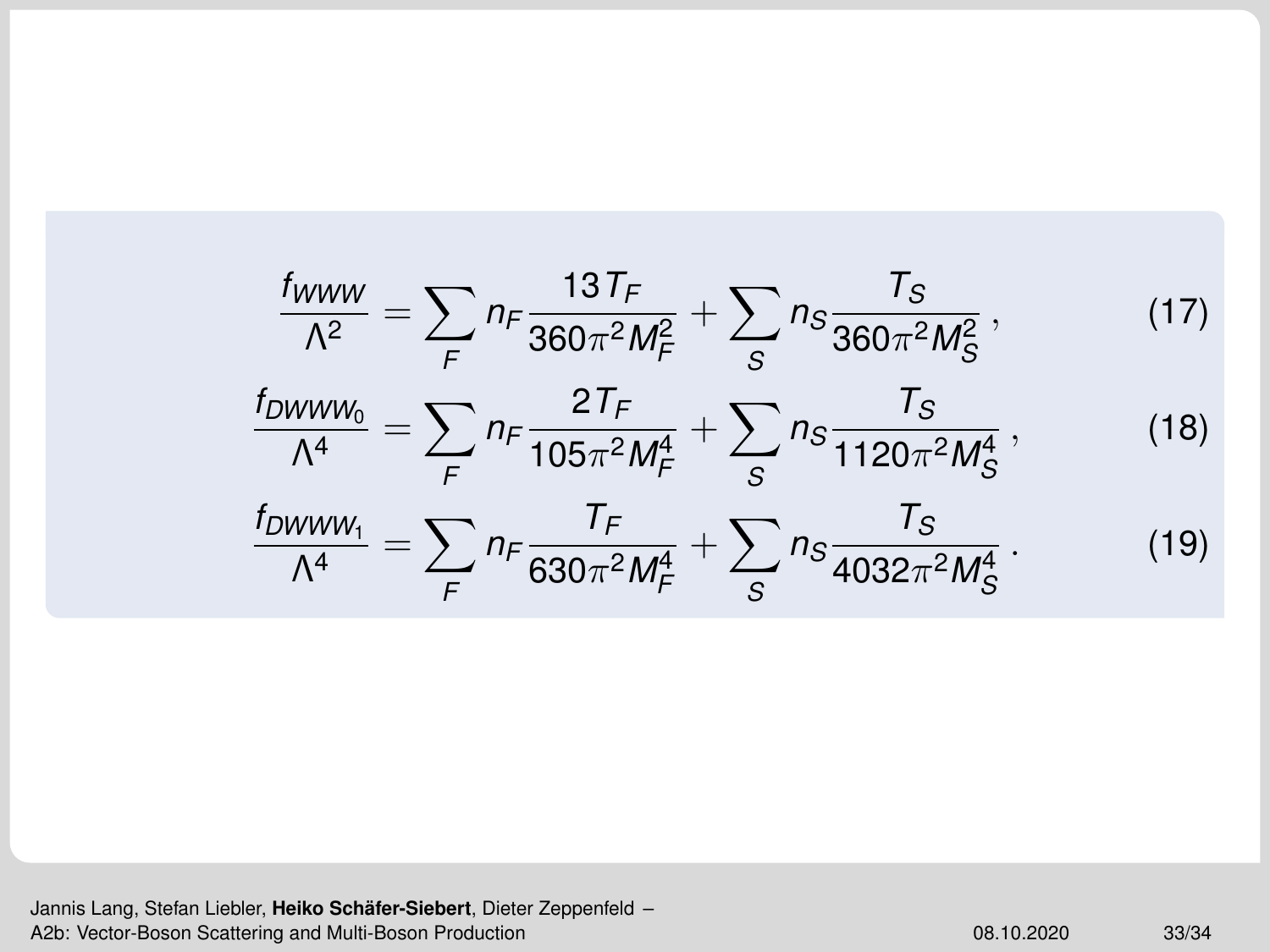$$\frac{f_{WWW}}{\Lambda^2} = \sum_F n_F \frac{13\,T_F}{360\pi^2 M_F^2} + \sum_S n_S \frac{T_S}{360\pi^2 M_S^2}\,, \tag{17}$$

$$\frac{f_{DWWW_0}}{\Lambda^4} = \sum_F n_F \frac{2\,T_F}{105\pi^2 M_F^4} + \sum_S n_S \frac{T_S}{1120\pi^2 M_S^4}\,, \tag{18}$$

$$\frac{f_{DWWW_1}}{\Lambda^4} = \sum_F n_F \frac{T_F}{630\pi^2 M_F^4} + \sum_S n_S \frac{T_S}{4032\pi^2 M_S^4}\,. \tag{19}$$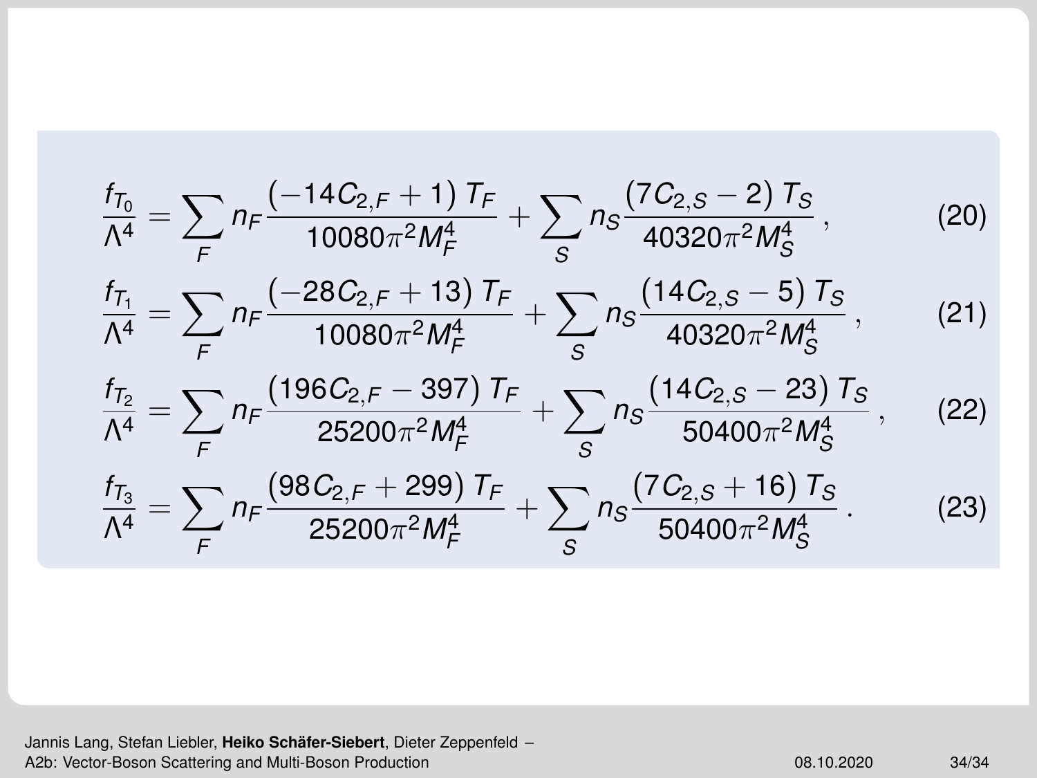$$\frac{f_{T_0}}{\Lambda^4} = \sum_F n_F \frac{\left(-14 C_{2,F} + 1\right) T_F}{10080 \pi^2 M_F^4} + \sum_S n_S \frac{\left(7 C_{2,S} - 2\right) T_S}{40320 \pi^2 M_S^4}\,, \tag{20}$$

$$\frac{f_{T_1}}{\Lambda^4} = \sum_F n_F \frac{\left(-28 C_{2,F} + 13\right) T_F}{10080 \pi^2 M_F^4} + \sum_S n_S \frac{\left(14 C_{2,S} - 5\right) T_S}{40320 \pi^2 M_S^4}\,, \tag{21}$$

$$\frac{f_{T_2}}{\Lambda^4} = \sum_F n_F \frac{\left(196 C_{2,F} - 397\right) T_F}{25200 \pi^2 M_F^4} + \sum_S n_S \frac{\left(14 C_{2,S} - 23\right) T_S}{50400 \pi^2 M_S^4}\,, \tag{22}$$

$$\frac{f_{T_3}}{\Lambda^4} = \sum_F n_F \frac{\left(98 C_{2,F} + 299\right) T_F}{25200 \pi^2 M_F^4} + \sum_S n_S \frac{\left(7 C_{2,S} + 16\right) T_S}{50400 \pi^2 M_S^4}\,. \tag{23}$$